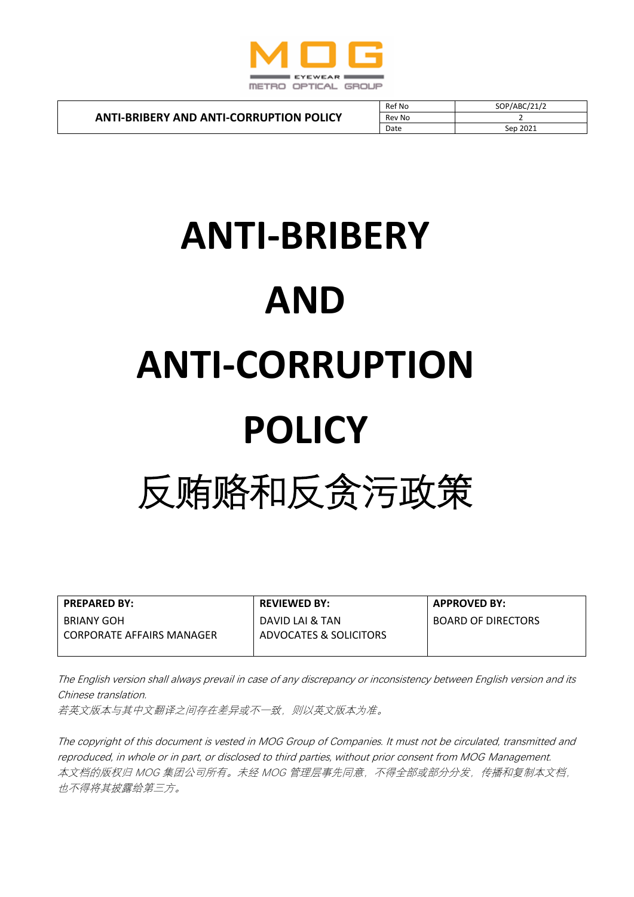MOG
EYEWEAR
METRO OPTICAL GROUP

| ANTI-BRIBERY AND ANTI-CORRUPTION POLICY | Ref No | SOP/ABC/21/2 |
|---|---|---|
| | Rev No | 2 |
| | Date | Sep 2021 |

# ANTI-BRIBERY AND ANTI-CORRUPTION POLICY

# 反贿赂和反贪污政策

| PREPARED BY: | REVIEWED BY: | APPROVED BY: |
|---|---|---|
| BRIANY GOH<br>CORPORATE AFFAIRS MANAGER | DAVID LAI & TAN<br>ADVOCATES & SOLICITORS | BOARD OF DIRECTORS |

*The English version shall always prevail in case of any discrepancy or inconsistency between English version and its Chinese translation.*
*若英文版本与其中文翻译之间存在差异或不一致，则以英文版本为准。*

*The copyright of this document is vested in MOG Group of Companies. It must not be circulated, transmitted and reproduced, in whole or in part, or disclosed to third parties, without prior consent from MOG Management.*
*本文档的版权归 MOG 集团公司所有。未经 MOG 管理层事先同意，不得全部或部分分发，传播和复制本文档，也不得将其披露给第三方。*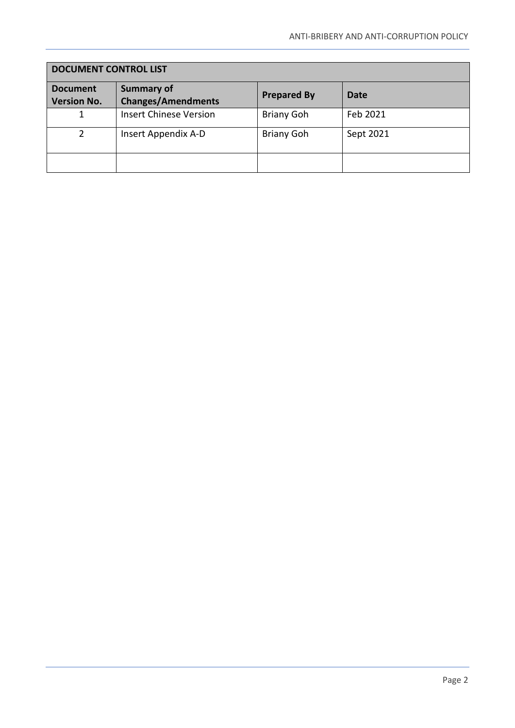| DOCUMENT CONTROL LIST | | | |
|---|---|---|---|
| **Document Version No.** | **Summary of Changes/Amendments** | **Prepared By** | **Date** |
| 1 | Insert Chinese Version | Briany Goh | Feb 2021 |
| 2 | Insert Appendix A-D | Briany Goh | Sept 2021 |
| | | | |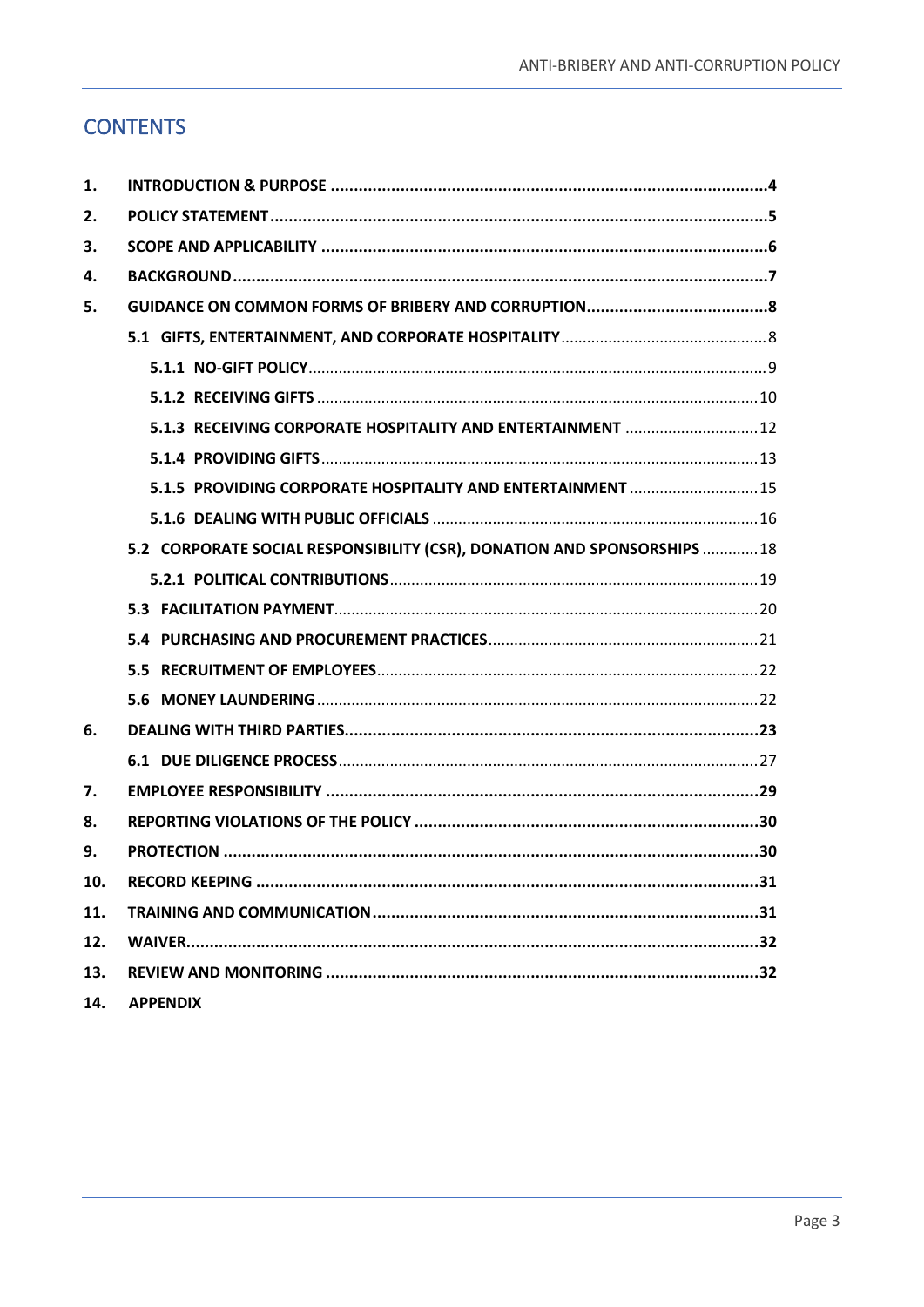# CONTENTS

| | | |
|---|---|---|
| 1. | INTRODUCTION & PURPOSE | 4 |
| 2. | POLICY STATEMENT | 5 |
| 3. | SCOPE AND APPLICABILITY | 6 |
| 4. | BACKGROUND | 7 |
| 5. | GUIDANCE ON COMMON FORMS OF BRIBERY AND CORRUPTION | 8 |
| | 5.1 GIFTS, ENTERTAINMENT, AND CORPORATE HOSPITALITY | 8 |
| | 5.1.1 NO-GIFT POLICY | 9 |
| | 5.1.2 RECEIVING GIFTS | 10 |
| | 5.1.3 RECEIVING CORPORATE HOSPITALITY AND ENTERTAINMENT | 12 |
| | 5.1.4 PROVIDING GIFTS | 13 |
| | 5.1.5 PROVIDING CORPORATE HOSPITALITY AND ENTERTAINMENT | 15 |
| | 5.1.6 DEALING WITH PUBLIC OFFICIALS | 16 |
| | 5.2 CORPORATE SOCIAL RESPONSIBILITY (CSR), DONATION AND SPONSORSHIPS | 18 |
| | 5.2.1 POLITICAL CONTRIBUTIONS | 19 |
| | 5.3 FACILITATION PAYMENT | 20 |
| | 5.4 PURCHASING AND PROCUREMENT PRACTICES | 21 |
| | 5.5 RECRUITMENT OF EMPLOYEES | 22 |
| | 5.6 MONEY LAUNDERING | 22 |
| 6. | DEALING WITH THIRD PARTIES | 23 |
| | 6.1 DUE DILIGENCE PROCESS | 27 |
| 7. | EMPLOYEE RESPONSIBILITY | 29 |
| 8. | REPORTING VIOLATIONS OF THE POLICY | 30 |
| 9. | PROTECTION | 30 |
| 10. | RECORD KEEPING | 31 |
| 11. | TRAINING AND COMMUNICATION | 31 |
| 12. | WAIVER | 32 |
| 13. | REVIEW AND MONITORING | 32 |
| 14. | APPENDIX | |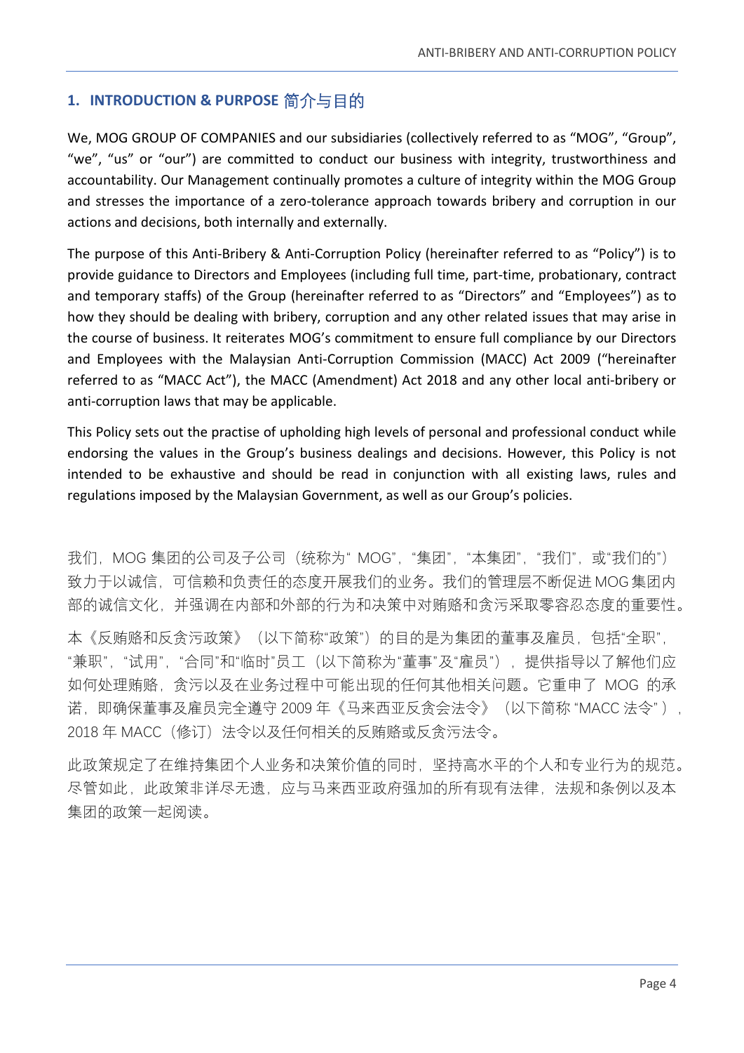## 1. INTRODUCTION & PURPOSE 简介与目的

We, MOG GROUP OF COMPANIES and our subsidiaries (collectively referred to as “MOG”, “Group”, “we”, “us” or “our”) are committed to conduct our business with integrity, trustworthiness and accountability. Our Management continually promotes a culture of integrity within the MOG Group and stresses the importance of a zero-tolerance approach towards bribery and corruption in our actions and decisions, both internally and externally.

The purpose of this Anti-Bribery & Anti-Corruption Policy (hereinafter referred to as “Policy”) is to provide guidance to Directors and Employees (including full time, part-time, probationary, contract and temporary staffs) of the Group (hereinafter referred to as “Directors” and “Employees”) as to how they should be dealing with bribery, corruption and any other related issues that may arise in the course of business. It reiterates MOG’s commitment to ensure full compliance by our Directors and Employees with the Malaysian Anti-Corruption Commission (MACC) Act 2009 (“hereinafter referred to as “MACC Act”), the MACC (Amendment) Act 2018 and any other local anti-bribery or anti-corruption laws that may be applicable.

This Policy sets out the practise of upholding high levels of personal and professional conduct while endorsing the values in the Group’s business dealings and decisions. However, this Policy is not intended to be exhaustive and should be read in conjunction with all existing laws, rules and regulations imposed by the Malaysian Government, as well as our Group’s policies.

我们，MOG 集团的公司及子公司（统称为“ MOG”，“集团”，“本集团”，“我们”，或“我们的”）致力于以诚信，可信赖和负责任的态度开展我们的业务。我们的管理层不断促进 MOG 集团内部的诚信文化，并强调在内部和外部的行为和决策中对贿赂和贪污采取零容忍态度的重要性。

本《反贿赂和反贪污政策》（以下简称“政策”）的目的是为集团的董事及雇员，包括“全职”，“兼职”，“试用”，“合同”和“临时”员工（以下简称为“董事”及“雇员”），提供指导以了解他们应如何处理贿赂，贪污以及在业务过程中可能出现的任何其他相关问题。它重申了 MOG 的承诺，即确保董事及雇员完全遵守 2009 年《马来西亚反贪会法令》（以下简称 “MACC 法令”），2018 年 MACC（修订）法令以及任何相关的反贿赂或反贪污法令。

此政策规定了在维持集团个人业务和决策价值的同时，坚持高水平的个人和专业行为的规范。尽管如此，此政策非详尽无遗，应与马来西亚政府强加的所有现有法律，法规和条例以及本集团的政策一起阅读。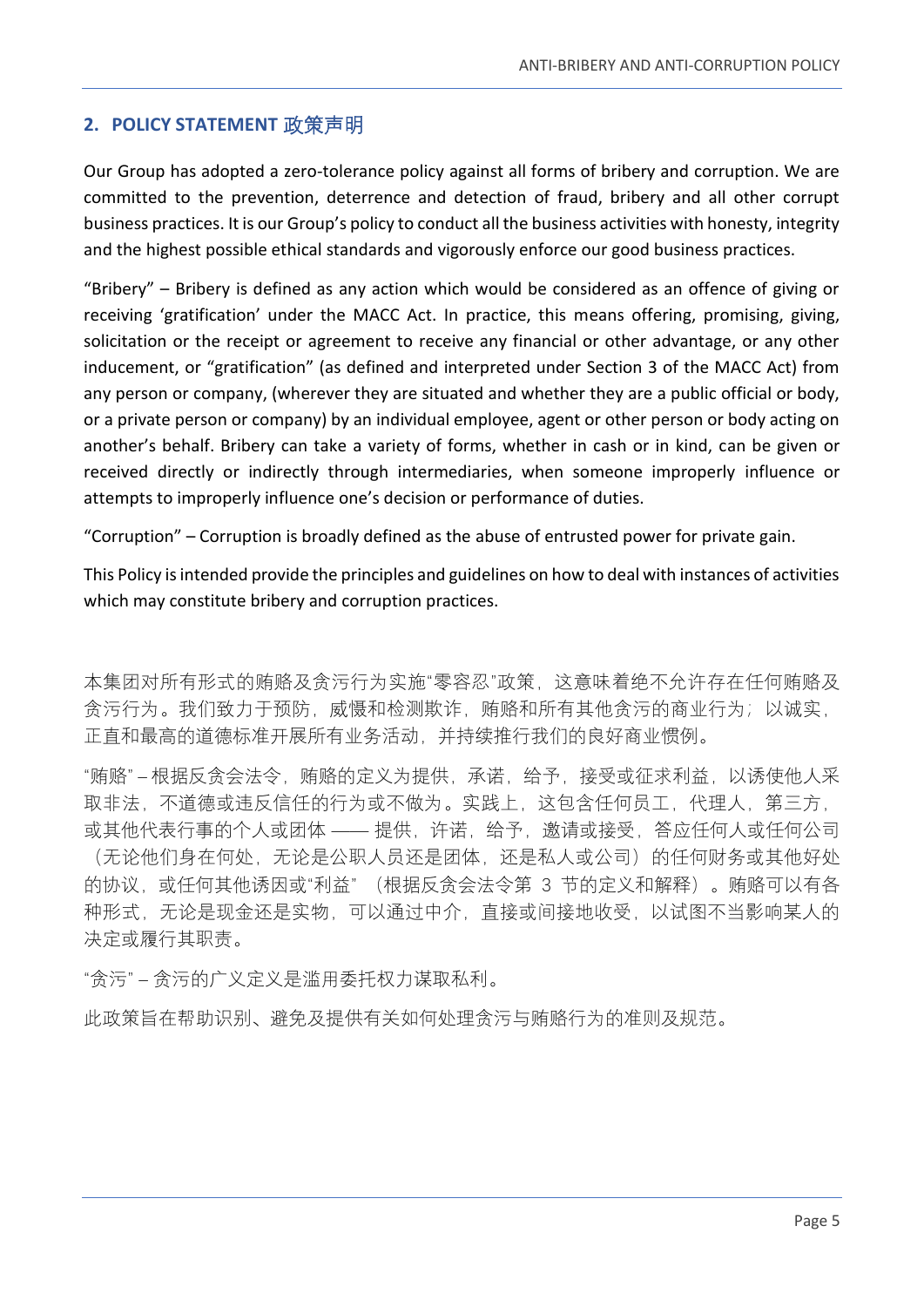## 2. POLICY STATEMENT 政策声明

Our Group has adopted a zero-tolerance policy against all forms of bribery and corruption. We are committed to the prevention, deterrence and detection of fraud, bribery and all other corrupt business practices. It is our Group's policy to conduct all the business activities with honesty, integrity and the highest possible ethical standards and vigorously enforce our good business practices.

"Bribery" – Bribery is defined as any action which would be considered as an offence of giving or receiving 'gratification' under the MACC Act. In practice, this means offering, promising, giving, solicitation or the receipt or agreement to receive any financial or other advantage, or any other inducement, or "gratification" (as defined and interpreted under Section 3 of the MACC Act) from any person or company, (wherever they are situated and whether they are a public official or body, or a private person or company) by an individual employee, agent or other person or body acting on another's behalf. Bribery can take a variety of forms, whether in cash or in kind, can be given or received directly or indirectly through intermediaries, when someone improperly influence or attempts to improperly influence one's decision or performance of duties.

"Corruption" – Corruption is broadly defined as the abuse of entrusted power for private gain.

This Policy is intended provide the principles and guidelines on how to deal with instances of activities which may constitute bribery and corruption practices.

本集团对所有形式的贿赂及贪污行为实施"零容忍"政策，这意味着绝不允许存在任何贿赂及贪污行为。我们致力于预防，威慑和检测欺诈，贿赂和所有其他贪污的商业行为；以诚实，正直和最高的道德标准开展所有业务活动，并持续推行我们的良好商业惯例。

"贿赂" – 根据反贪会法令，贿赂的定义为提供，承诺，给予，接受或征求利益，以诱使他人采取非法，不道德或违反信任的行为或不做为。实践上，这包含任何员工，代理人，第三方，或其他代表行事的个人或团体 —— 提供，许诺，给予，邀请或接受，答应任何人或任何公司（无论他们身在何处，无论是公职人员还是团体，还是私人或公司）的任何财务或其他好处的协议，或任何其他诱因或"利益"（根据反贪会法令第 3 节的定义和解释）。贿赂可以有各种形式，无论是现金还是实物，可以通过中介，直接或间接地收受，以试图不当影响某人的决定或履行其职责。

"贪污" – 贪污的广义定义是滥用委托权力谋取私利。

此政策旨在帮助识别、避免及提供有关如何处理贪污与贿赂行为的准则及规范。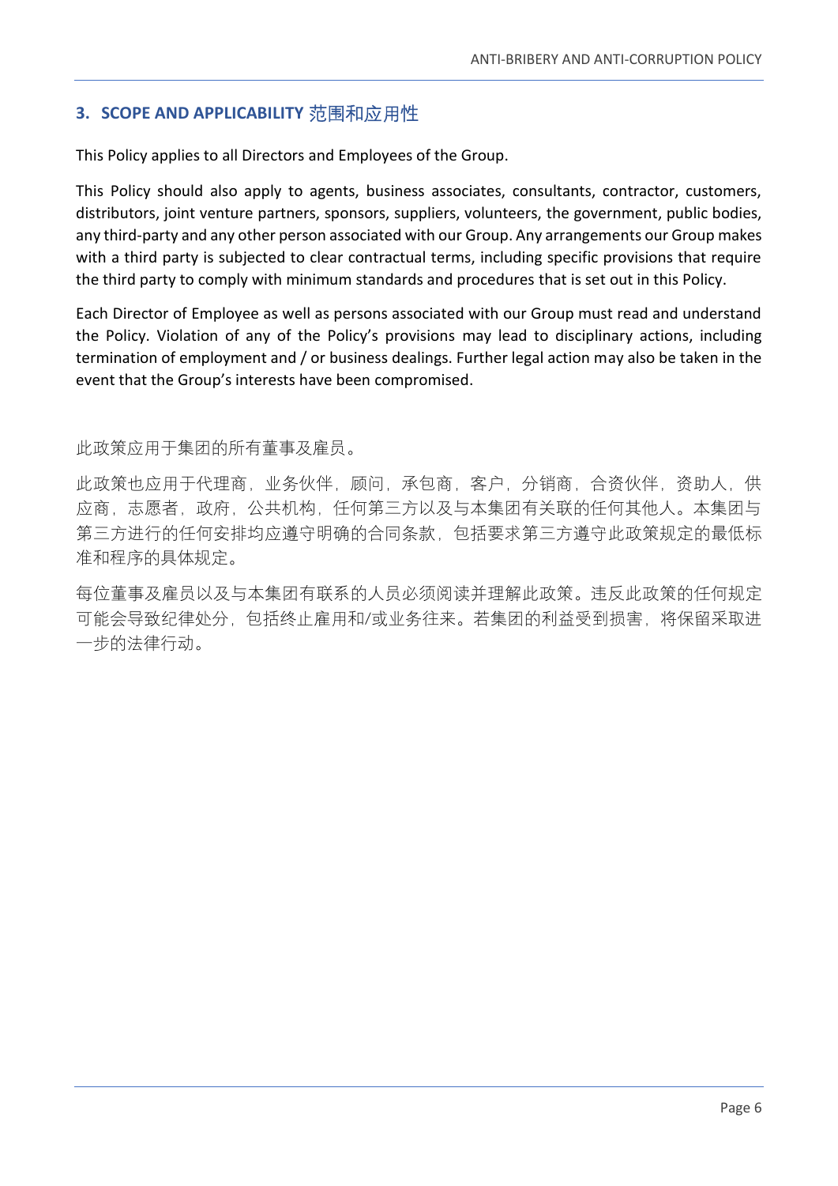## 3. SCOPE AND APPLICABILITY 范围和应用性

This Policy applies to all Directors and Employees of the Group.

This Policy should also apply to agents, business associates, consultants, contractor, customers, distributors, joint venture partners, sponsors, suppliers, volunteers, the government, public bodies, any third-party and any other person associated with our Group. Any arrangements our Group makes with a third party is subjected to clear contractual terms, including specific provisions that require the third party to comply with minimum standards and procedures that is set out in this Policy.

Each Director of Employee as well as persons associated with our Group must read and understand the Policy. Violation of any of the Policy's provisions may lead to disciplinary actions, including termination of employment and / or business dealings. Further legal action may also be taken in the event that the Group's interests have been compromised.

此政策应用于集团的所有董事及雇员。

此政策也应用于代理商，业务伙伴，顾问，承包商，客户，分销商，合资伙伴，资助人，供应商，志愿者，政府，公共机构，任何第三方以及与本集团有关联的任何其他人。本集团与第三方进行的任何安排均应遵守明确的合同条款，包括要求第三方遵守此政策规定的最低标准和程序的具体规定。

每位董事及雇员以及与本集团有联系的人员必须阅读并理解此政策。违反此政策的任何规定可能会导致纪律处分，包括终止雇用和/或业务往来。若集团的利益受到损害，将保留采取进一步的法律行动。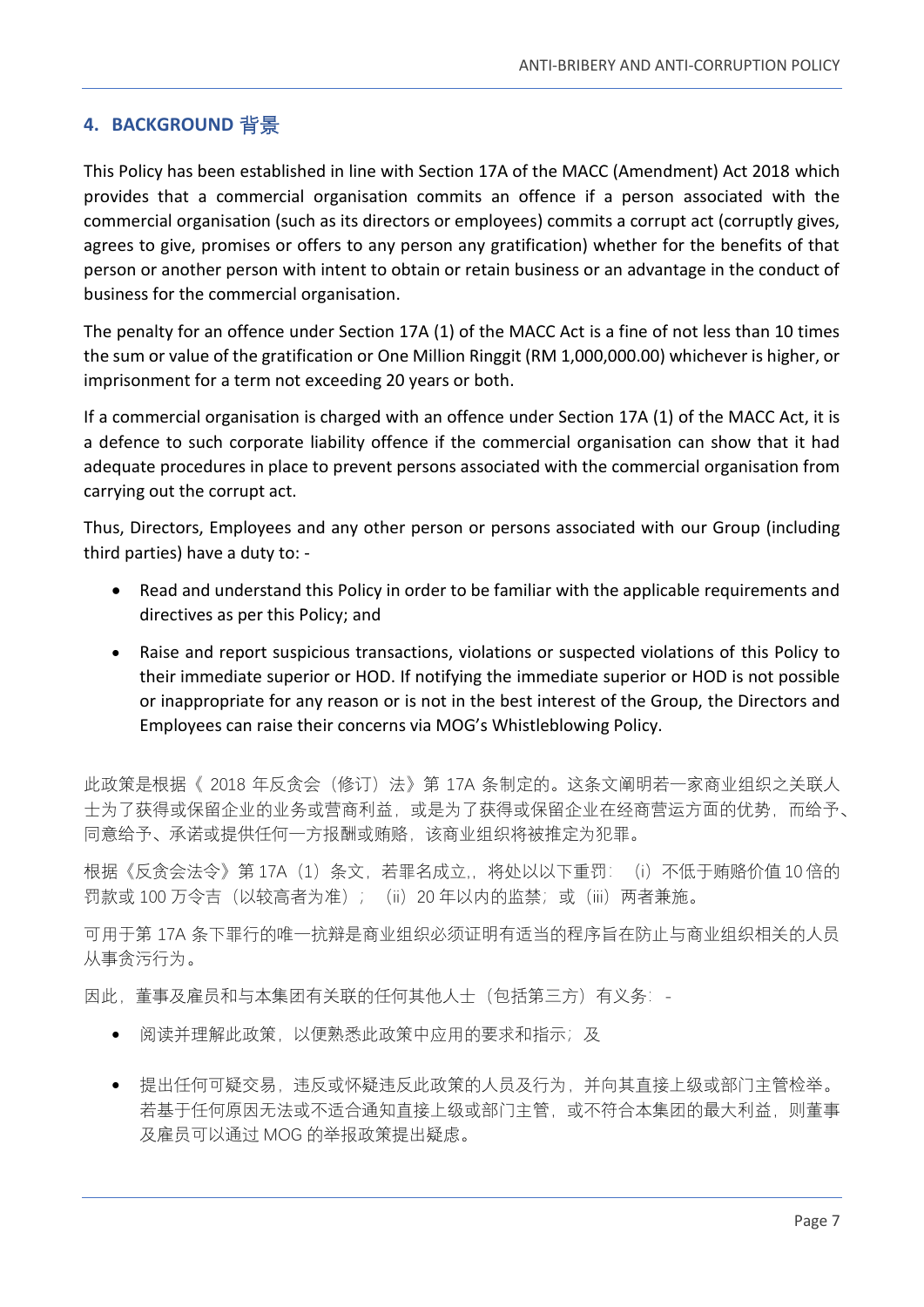## 4. BACKGROUND 背景

This Policy has been established in line with Section 17A of the MACC (Amendment) Act 2018 which provides that a commercial organisation commits an offence if a person associated with the commercial organisation (such as its directors or employees) commits a corrupt act (corruptly gives, agrees to give, promises or offers to any person any gratification) whether for the benefits of that person or another person with intent to obtain or retain business or an advantage in the conduct of business for the commercial organisation.

The penalty for an offence under Section 17A (1) of the MACC Act is a fine of not less than 10 times the sum or value of the gratification or One Million Ringgit (RM 1,000,000.00) whichever is higher, or imprisonment for a term not exceeding 20 years or both.

If a commercial organisation is charged with an offence under Section 17A (1) of the MACC Act, it is a defence to such corporate liability offence if the commercial organisation can show that it had adequate procedures in place to prevent persons associated with the commercial organisation from carrying out the corrupt act.

Thus, Directors, Employees and any other person or persons associated with our Group (including third parties) have a duty to: -

- Read and understand this Policy in order to be familiar with the applicable requirements and directives as per this Policy; and
- Raise and report suspicious transactions, violations or suspected violations of this Policy to their immediate superior or HOD. If notifying the immediate superior or HOD is not possible or inappropriate for any reason or is not in the best interest of the Group, the Directors and Employees can raise their concerns via MOG's Whistleblowing Policy.

此政策是根据《 2018 年反贪会（修订）法》第 17A 条制定的。这条文阐明若一家商业组织之关联人士为了获得或保留企业的业务或营商利益，或是为了获得或保留企业在经商营运方面的优势，而给予、同意给予、承诺或提供任何一方报酬或贿赂，该商业组织将被推定为犯罪。

根据《反贪会法令》第 17A（1）条文，若罪名成立,，将处以以下重罚：（i）不低于贿赂价值 10 倍的罚款或 100 万令吉（以较高者为准）；（ii）20 年以内的监禁；或（iii）两者兼施。

可用于第 17A 条下罪行的唯一抗辩是商业组织必须证明有适当的程序旨在防止与商业组织相关的人员从事贪污行为。

因此，董事及雇员和与本集团有关联的任何其他人士（包括第三方）有义务：-

- 阅读并理解此政策，以便熟悉此政策中应用的要求和指示；及
- 提出任何可疑交易，违反或怀疑违反此政策的人员及行为，并向其直接上级或部门主管检举。若基于任何原因无法或不适合通知直接上级或部门主管，或不符合本集团的最大利益，则董事及雇员可以通过 MOG 的举报政策提出疑虑。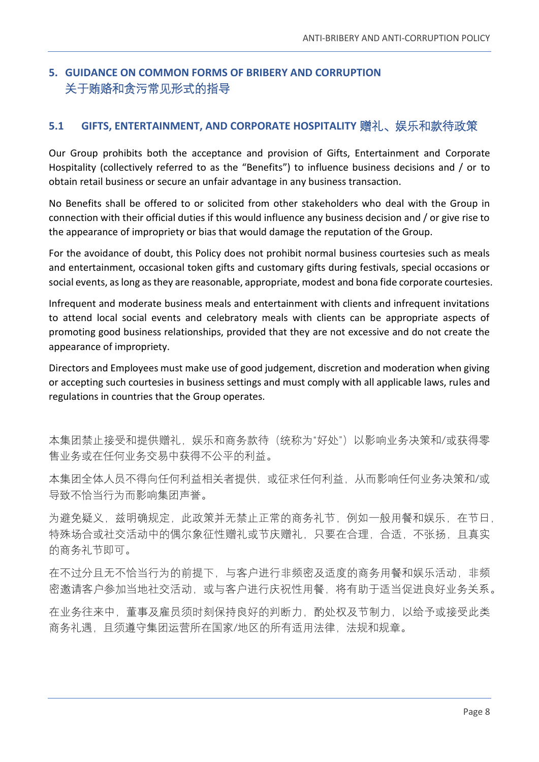## 5. GUIDANCE ON COMMON FORMS OF BRIBERY AND CORRUPTION 关于贿赂和贪污常见形式的指导

### 5.1 GIFTS, ENTERTAINMENT, AND CORPORATE HOSPITALITY 赠礼、娱乐和款待政策

Our Group prohibits both the acceptance and provision of Gifts, Entertainment and Corporate Hospitality (collectively referred to as the "Benefits") to influence business decisions and / or to obtain retail business or secure an unfair advantage in any business transaction.

No Benefits shall be offered to or solicited from other stakeholders who deal with the Group in connection with their official duties if this would influence any business decision and / or give rise to the appearance of impropriety or bias that would damage the reputation of the Group.

For the avoidance of doubt, this Policy does not prohibit normal business courtesies such as meals and entertainment, occasional token gifts and customary gifts during festivals, special occasions or social events, as long as they are reasonable, appropriate, modest and bona fide corporate courtesies.

Infrequent and moderate business meals and entertainment with clients and infrequent invitations to attend local social events and celebratory meals with clients can be appropriate aspects of promoting good business relationships, provided that they are not excessive and do not create the appearance of impropriety.

Directors and Employees must make use of good judgement, discretion and moderation when giving or accepting such courtesies in business settings and must comply with all applicable laws, rules and regulations in countries that the Group operates.

本集团禁止接受和提供赠礼，娱乐和商务款待（统称为"好处"）以影响业务决策和/或获得零售业务或在任何业务交易中获得不公平的利益。

本集团全体人员不得向任何利益相关者提供，或征求任何利益，从而影响任何业务决策和/或导致不恰当行为而影响集团声誉。

为避免疑义，兹明确规定，此政策并无禁止正常的商务礼节，例如一般用餐和娱乐，在节日，特殊场合或社交活动中的偶尔象征性赠礼或节庆赠礼，只要在合理，合适，不张扬，且真实的商务礼节即可。

在不过分且无不恰当行为的前提下，与客户进行非频密及适度的商务用餐和娱乐活动，非频密邀请客户参加当地社交活动，或与客户进行庆祝性用餐，将有助于适当促进良好业务关系。

在业务往来中，董事及雇员须时刻保持良好的判断力，酌处权及节制力，以给予或接受此类商务礼遇，且须遵守集团运营所在国家/地区的所有适用法律，法规和规章。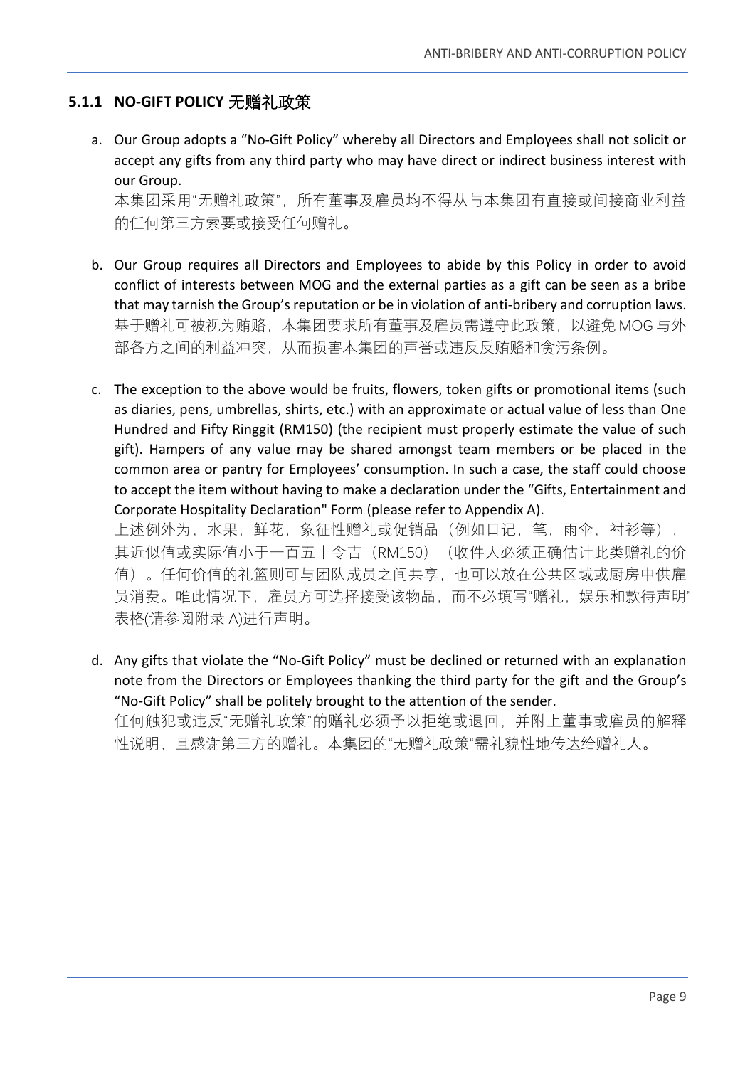### 5.1.1 NO-GIFT POLICY 无赠礼政策

a. Our Group adopts a "No-Gift Policy" whereby all Directors and Employees shall not solicit or accept any gifts from any third party who may have direct or indirect business interest with our Group.
本集团采用"无赠礼政策"，所有董事及雇员均不得从与本集团有直接或间接商业利益的任何第三方索要或接受任何赠礼。

b. Our Group requires all Directors and Employees to abide by this Policy in order to avoid conflict of interests between MOG and the external parties as a gift can be seen as a bribe that may tarnish the Group's reputation or be in violation of anti-bribery and corruption laws.
基于赠礼可被视为贿赂，本集团要求所有董事及雇员需遵守此政策，以避免 MOG 与外部各方之间的利益冲突，从而损害本集团的声誉或违反反贿赂和贪污条例。

c. The exception to the above would be fruits, flowers, token gifts or promotional items (such as diaries, pens, umbrellas, shirts, etc.) with an approximate or actual value of less than One Hundred and Fifty Ringgit (RM150) (the recipient must properly estimate the value of such gift). Hampers of any value may be shared amongst team members or be placed in the common area or pantry for Employees' consumption. In such a case, the staff could choose to accept the item without having to make a declaration under the "Gifts, Entertainment and Corporate Hospitality Declaration" Form (please refer to Appendix A).
上述例外为，水果，鲜花，象征性赠礼或促销品（例如日记，笔，雨伞，衬衫等），其近似值或实际值小于一百五十令吉（RM150）（收件人必须正确估计此类赠礼的价值）。任何价值的礼篮则可与团队成员之间共享，也可以放在公共区域或厨房中供雇员消费。唯此情况下，雇员方可选择接受该物品，而不必填写"赠礼，娱乐和款待声明"表格(请参阅附录 A)进行声明。

d. Any gifts that violate the "No-Gift Policy" must be declined or returned with an explanation note from the Directors or Employees thanking the third party for the gift and the Group's "No-Gift Policy" shall be politely brought to the attention of the sender.
任何触犯或违反"无赠礼政策"的赠礼必须予以拒绝或退回，并附上董事或雇员的解释性说明，且感谢第三方的赠礼。本集团的"无赠礼政策"需礼貌性地传达给赠礼人。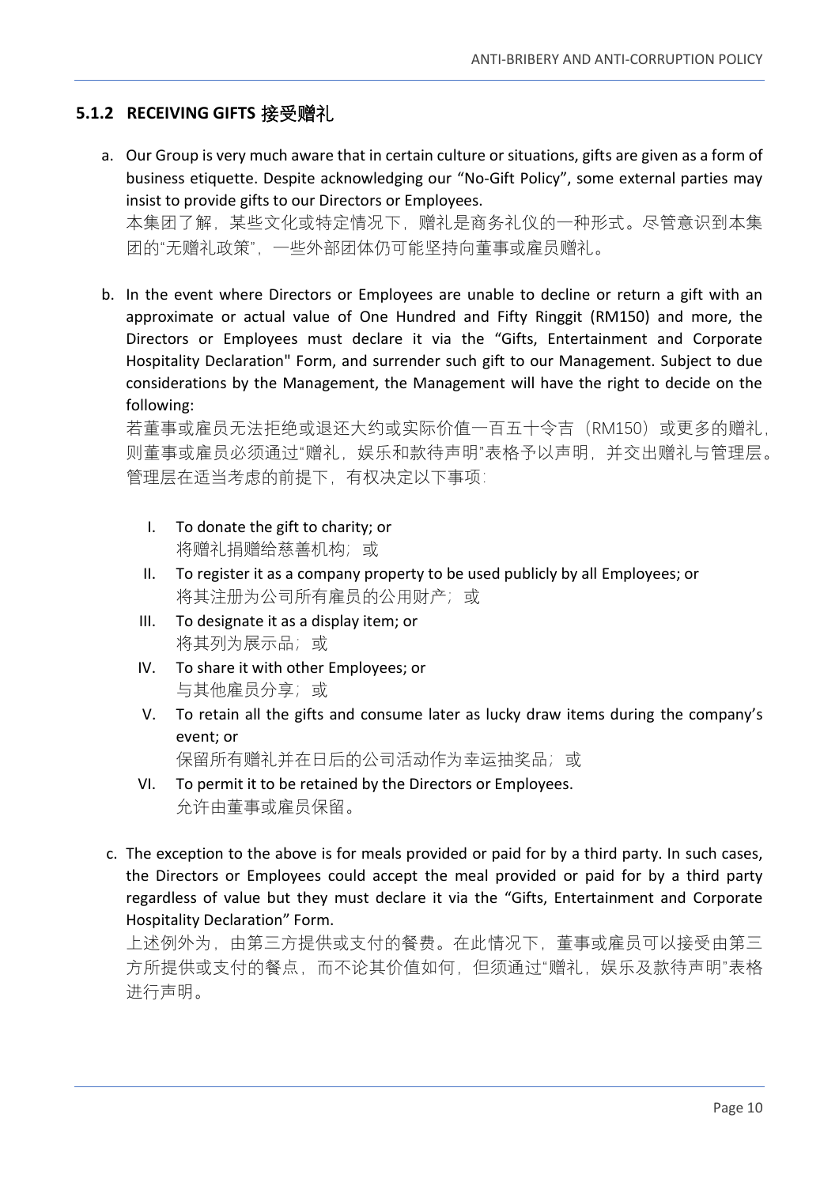### 5.1.2 RECEIVING GIFTS 接受赠礼

a. Our Group is very much aware that in certain culture or situations, gifts are given as a form of business etiquette. Despite acknowledging our "No-Gift Policy", some external parties may insist to provide gifts to our Directors or Employees.
本集团了解，某些文化或特定情况下，赠礼是商务礼仪的一种形式。尽管意识到本集团的"无赠礼政策"，一些外部团体仍可能坚持向董事或雇员赠礼。

b. In the event where Directors or Employees are unable to decline or return a gift with an approximate or actual value of One Hundred and Fifty Ringgit (RM150) and more, the Directors or Employees must declare it via the "Gifts, Entertainment and Corporate Hospitality Declaration" Form, and surrender such gift to our Management. Subject to due considerations by the Management, the Management will have the right to decide on the following:
若董事或雇员无法拒绝或退还大约或实际价值一百五十令吉（RM150）或更多的赠礼，则董事或雇员必须通过"赠礼，娱乐和款待声明"表格予以声明，并交出赠礼与管理层。管理层在适当考虑的前提下，有权决定以下事项：

   I. To donate the gift to charity; or
   将赠礼捐赠给慈善机构；或
   II. To register it as a company property to be used publicly by all Employees; or
   将其注册为公司所有雇员的公用财产；或
   III. To designate it as a display item; or
   将其列为展示品；或
   IV. To share it with other Employees; or
   与其他雇员分享；或
   V. To retain all the gifts and consume later as lucky draw items during the company's event; or
   保留所有赠礼并在日后的公司活动作为幸运抽奖品；或
   VI. To permit it to be retained by the Directors or Employees.
   允许由董事或雇员保留。

c. The exception to the above is for meals provided or paid for by a third party. In such cases, the Directors or Employees could accept the meal provided or paid for by a third party regardless of value but they must declare it via the "Gifts, Entertainment and Corporate Hospitality Declaration" Form.
上述例外为，由第三方提供或支付的餐费。在此情况下，董事或雇员可以接受由第三方所提供或支付的餐点，而不论其价值如何，但须通过"赠礼，娱乐及款待声明"表格进行声明。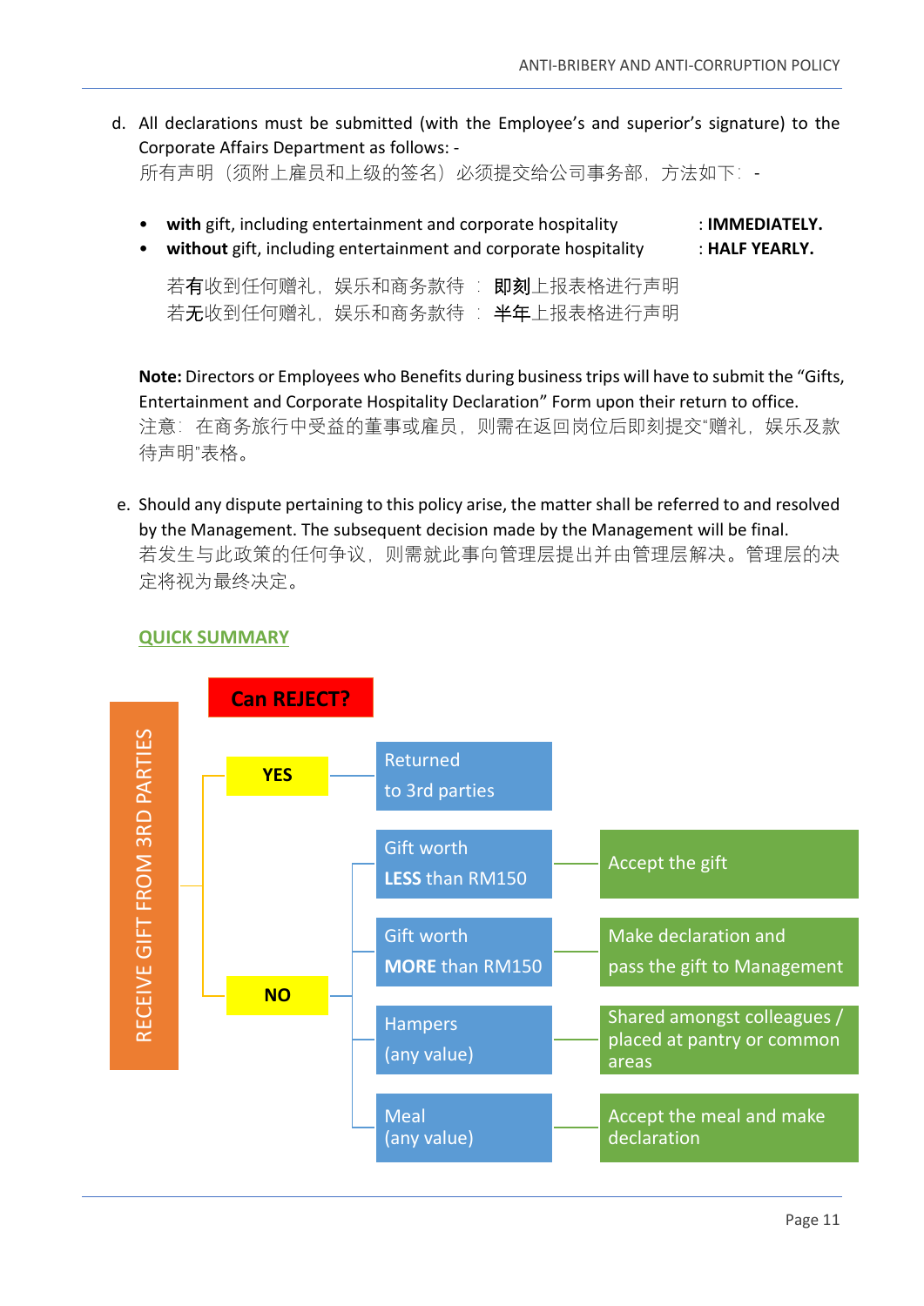d. All declarations must be submitted (with the Employee's and superior's signature) to the Corporate Affairs Department as follows: -
所有声明（须附上雇员和上级的签名）必须提交给公司事务部，方法如下：-

- **with** gift, including entertainment and corporate hospitality : **IMMEDIATELY.**
- **without** gift, including entertainment and corporate hospitality : **HALF YEARLY.**

若**有**收到任何赠礼，娱乐和商务款待 ： **即刻**上报表格进行声明
若**无**收到任何赠礼，娱乐和商务款待 ： **半年**上报表格进行声明

**Note:** Directors or Employees who Benefits during business trips will have to submit the "Gifts, Entertainment and Corporate Hospitality Declaration" Form upon their return to office.
注意：在商务旅行中受益的董事或雇员，则需在返回岗位后即刻提交"赠礼，娱乐及款待声明"表格。

e. Should any dispute pertaining to this policy arise, the matter shall be referred to and resolved by the Management. The subsequent decision made by the Management will be final.
若发生与此政策的任何争议，则需就此事向管理层提出并由管理层解决。管理层的决定将视为最终决定。

**QUICK SUMMARY**

RECEIVE GIFT FROM 3RD PARTIES — **Can REJECT?**

- **YES** → Returned to 3rd parties
- **NO** →
  - Gift worth **LESS** than RM150 → Accept the gift
  - Gift worth **MORE** than RM150 → Make declaration and pass the gift to Management
  - Hampers (any value) → Shared amongst colleagues / placed at pantry or common areas
  - Meal (any value) → Accept the meal and make declaration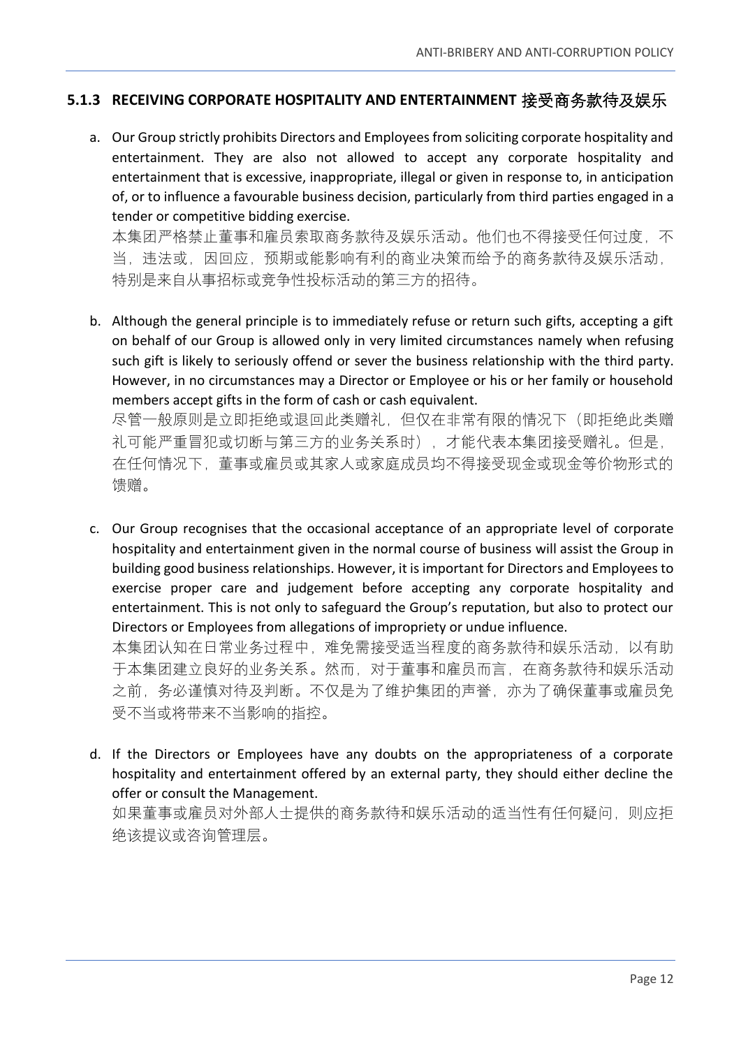### 5.1.3 RECEIVING CORPORATE HOSPITALITY AND ENTERTAINMENT 接受商务款待及娱乐

a. Our Group strictly prohibits Directors and Employees from soliciting corporate hospitality and entertainment. They are also not allowed to accept any corporate hospitality and entertainment that is excessive, inappropriate, illegal or given in response to, in anticipation of, or to influence a favourable business decision, particularly from third parties engaged in a tender or competitive bidding exercise.
本集团严格禁止董事和雇员索取商务款待及娱乐活动。他们也不得接受任何过度，不当，违法或，因回应，预期或能影响有利的商业决策而给予的商务款待及娱乐活动，特别是来自从事招标或竞争性投标活动的第三方的招待。

b. Although the general principle is to immediately refuse or return such gifts, accepting a gift on behalf of our Group is allowed only in very limited circumstances namely when refusing such gift is likely to seriously offend or sever the business relationship with the third party. However, in no circumstances may a Director or Employee or his or her family or household members accept gifts in the form of cash or cash equivalent.
尽管一般原则是立即拒绝或退回此类赠礼，但仅在非常有限的情况下（即拒绝此类赠礼可能严重冒犯或切断与第三方的业务关系时），才能代表本集团接受赠礼。但是，在任何情况下，董事或雇员或其家人或家庭成员均不得接受现金或现金等价物形式的馈赠。

c. Our Group recognises that the occasional acceptance of an appropriate level of corporate hospitality and entertainment given in the normal course of business will assist the Group in building good business relationships. However, it is important for Directors and Employees to exercise proper care and judgement before accepting any corporate hospitality and entertainment. This is not only to safeguard the Group's reputation, but also to protect our Directors or Employees from allegations of impropriety or undue influence.
本集团认知在日常业务过程中，难免需接受适当程度的商务款待和娱乐活动，以有助于本集团建立良好的业务关系。然而，对于董事和雇员而言，在商务款待和娱乐活动之前，务必谨慎对待及判断。不仅是为了维护集团的声誉，亦为了确保董事或雇员免受不当或将带来不当影响的指控。

d. If the Directors or Employees have any doubts on the appropriateness of a corporate hospitality and entertainment offered by an external party, they should either decline the offer or consult the Management.
如果董事或雇员对外部人士提供的商务款待和娱乐活动的适当性有任何疑问，则应拒绝该提议或咨询管理层。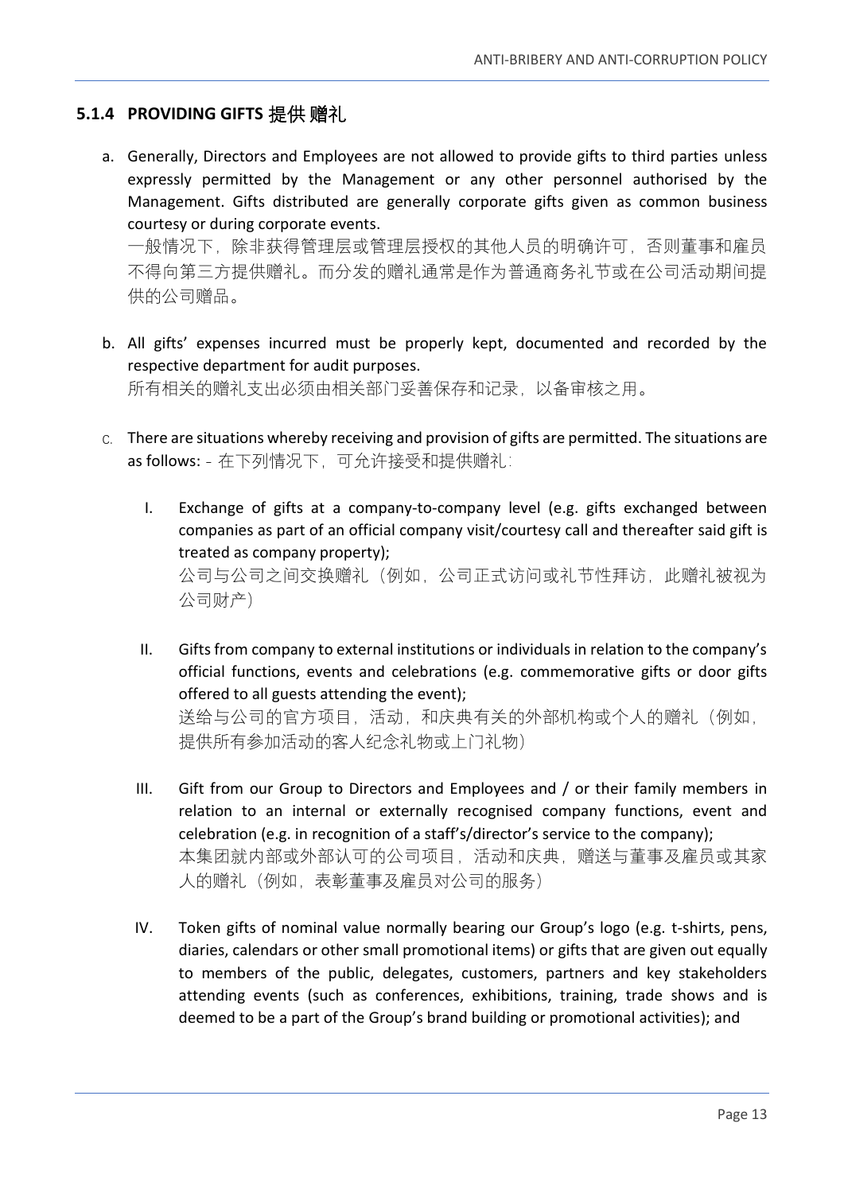### 5.1.4 PROVIDING GIFTS 提供 赠礼

a. Generally, Directors and Employees are not allowed to provide gifts to third parties unless expressly permitted by the Management or any other personnel authorised by the Management. Gifts distributed are generally corporate gifts given as common business courtesy or during corporate events.
一般情况下，除非获得管理层或管理层授权的其他人员的明确许可，否则董事和雇员不得向第三方提供赠礼。而分发的赠礼通常是作为普通商务礼节或在公司活动期间提供的公司赠品。

b. All gifts' expenses incurred must be properly kept, documented and recorded by the respective department for audit purposes.
所有相关的赠礼支出必须由相关部门妥善保存和记录，以备审核之用。

c. There are situations whereby receiving and provision of gifts are permitted. The situations are as follows: - 在下列情况下，可允许接受和提供赠礼：

   I. Exchange of gifts at a company-to-company level (e.g. gifts exchanged between companies as part of an official company visit/courtesy call and thereafter said gift is treated as company property);
   公司与公司之间交换赠礼（例如，公司正式访问或礼节性拜访，此赠礼被视为公司财产）

   II. Gifts from company to external institutions or individuals in relation to the company's official functions, events and celebrations (e.g. commemorative gifts or door gifts offered to all guests attending the event);
   送给与公司的官方项目，活动，和庆典有关的外部机构或个人的赠礼（例如，提供所有参加活动的客人纪念礼物或上门礼物）

   III. Gift from our Group to Directors and Employees and / or their family members in relation to an internal or externally recognised company functions, event and celebration (e.g. in recognition of a staff's/director's service to the company);
   本集团就内部或外部认可的公司项目，活动和庆典，赠送与董事及雇员或其家人的赠礼（例如，表彰董事及雇员对公司的服务）

   IV. Token gifts of nominal value normally bearing our Group's logo (e.g. t-shirts, pens, diaries, calendars or other small promotional items) or gifts that are given out equally to members of the public, delegates, customers, partners and key stakeholders attending events (such as conferences, exhibitions, training, trade shows and is deemed to be a part of the Group's brand building or promotional activities); and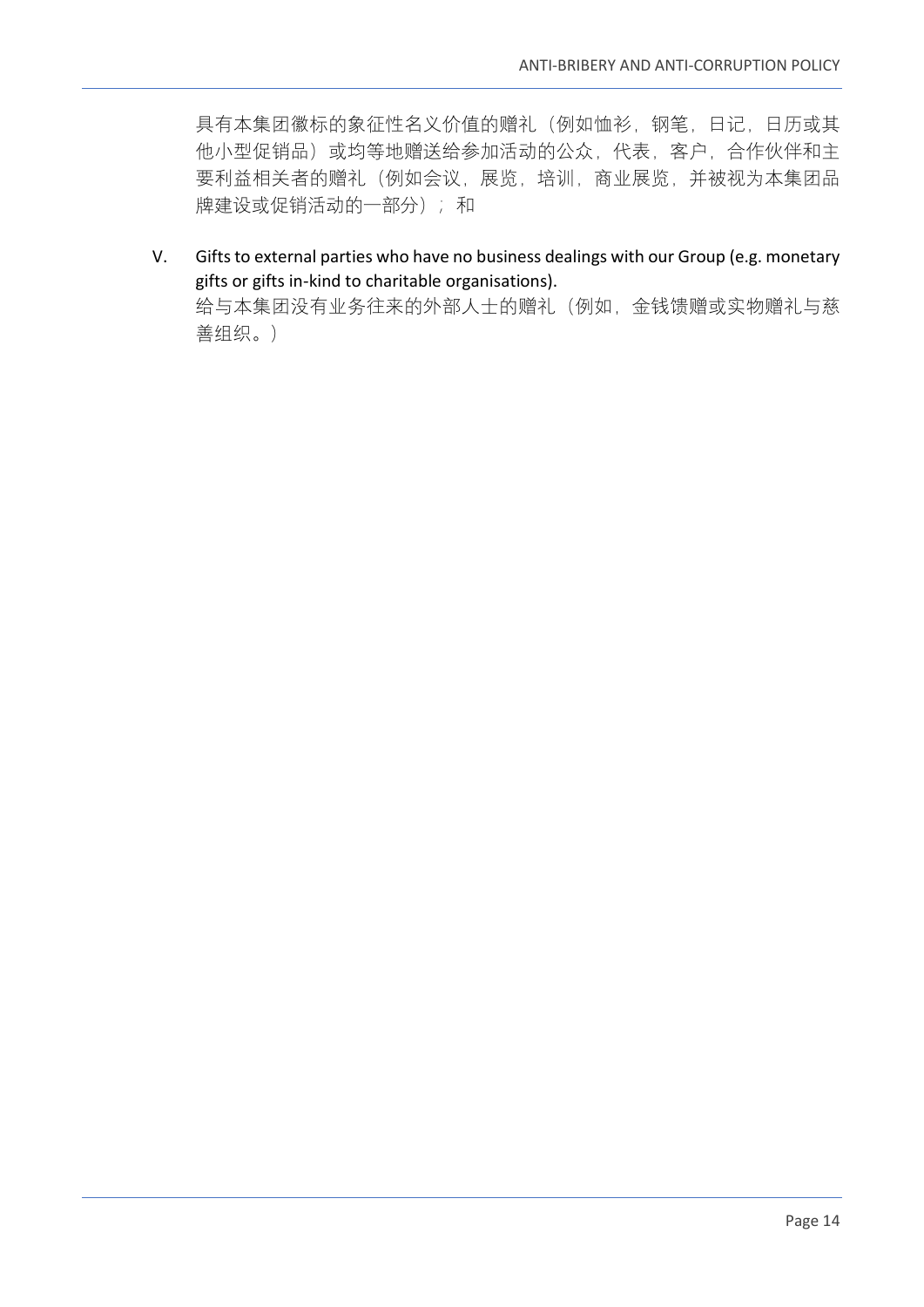具有本集团徽标的象征性名义价值的赠礼（例如恤衫，钢笔，日记，日历或其他小型促销品）或均等地赠送给参加活动的公众，代表，客户，合作伙伴和主要利益相关者的赠礼（例如会议，展览，培训，商业展览，并被视为本集团品牌建设或促销活动的一部分）；和

V. Gifts to external parties who have no business dealings with our Group (e.g. monetary gifts or gifts in-kind to charitable organisations).
给与本集团没有业务往来的外部人士的赠礼（例如，金钱馈赠或实物赠礼与慈善组织。）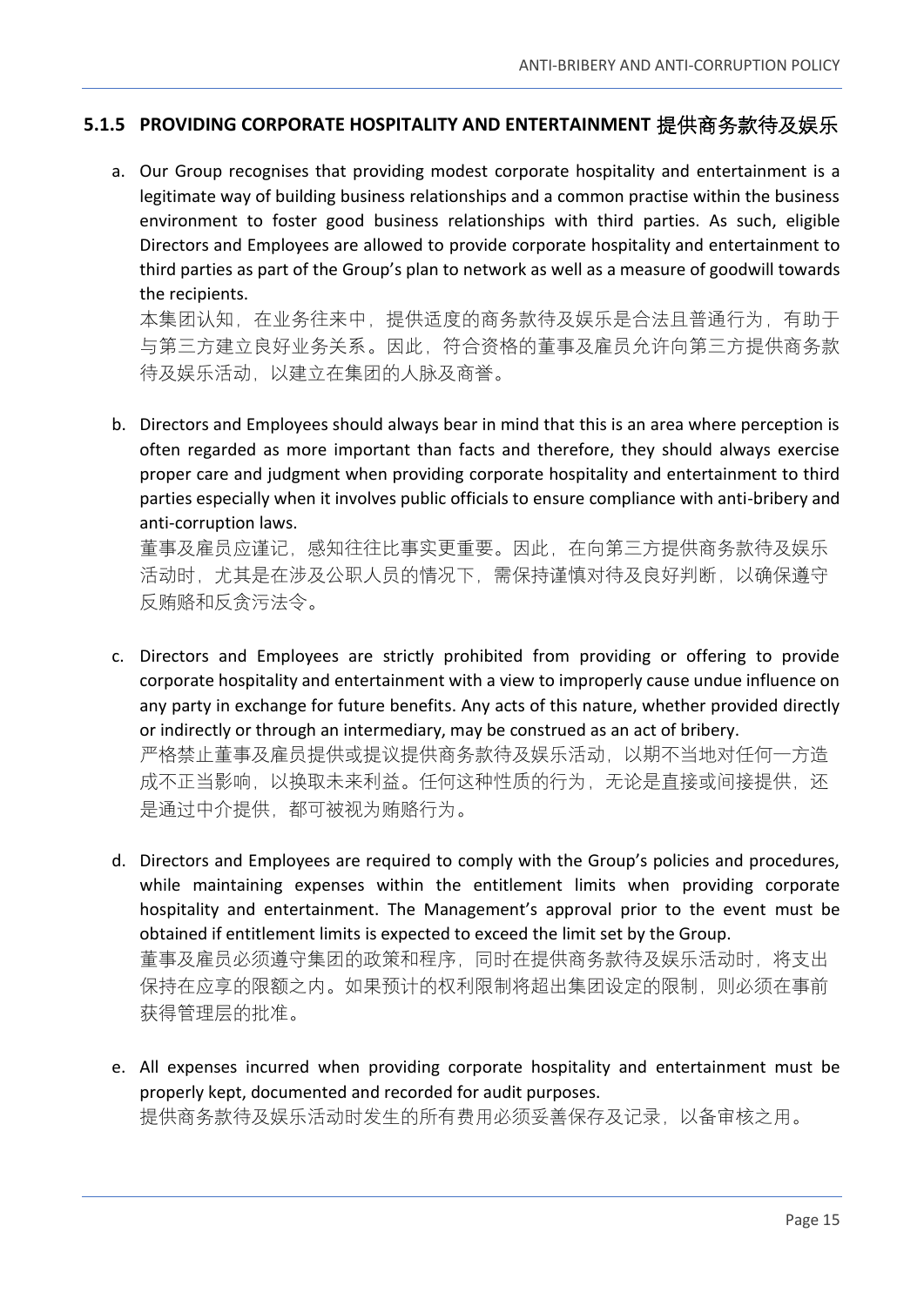### 5.1.5 PROVIDING CORPORATE HOSPITALITY AND ENTERTAINMENT 提供商务款待及娱乐

a. Our Group recognises that providing modest corporate hospitality and entertainment is a legitimate way of building business relationships and a common practise within the business environment to foster good business relationships with third parties. As such, eligible Directors and Employees are allowed to provide corporate hospitality and entertainment to third parties as part of the Group's plan to network as well as a measure of goodwill towards the recipients.
本集团认知，在业务往来中，提供适度的商务款待及娱乐是合法且普通行为，有助于与第三方建立良好业务关系。因此，符合资格的董事及雇员允许向第三方提供商务款待及娱乐活动，以建立在集团的人脉及商誉。

b. Directors and Employees should always bear in mind that this is an area where perception is often regarded as more important than facts and therefore, they should always exercise proper care and judgment when providing corporate hospitality and entertainment to third parties especially when it involves public officials to ensure compliance with anti-bribery and anti-corruption laws.
董事及雇员应谨记，感知往往比事实更重要。因此，在向第三方提供商务款待及娱乐活动时，尤其是在涉及公职人员的情况下，需保持谨慎对待及良好判断，以确保遵守反贿赂和反贪污法令。

c. Directors and Employees are strictly prohibited from providing or offering to provide corporate hospitality and entertainment with a view to improperly cause undue influence on any party in exchange for future benefits. Any acts of this nature, whether provided directly or indirectly or through an intermediary, may be construed as an act of bribery.
严格禁止董事及雇员提供或提议提供商务款待及娱乐活动，以期不当地对任何一方造成不正当影响，以换取未来利益。任何这种性质的行为，无论是直接或间接提供，还是通过中介提供，都可被视为贿赂行为。

d. Directors and Employees are required to comply with the Group's policies and procedures, while maintaining expenses within the entitlement limits when providing corporate hospitality and entertainment. The Management's approval prior to the event must be obtained if entitlement limits is expected to exceed the limit set by the Group.
董事及雇员必须遵守集团的政策和程序，同时在提供商务款待及娱乐活动时，将支出保持在应享的限额之内。如果预计的权利限制将超出集团设定的限制，则必须在事前获得管理层的批准。

e. All expenses incurred when providing corporate hospitality and entertainment must be properly kept, documented and recorded for audit purposes.
提供商务款待及娱乐活动时发生的所有费用必须妥善保存及记录，以备审核之用。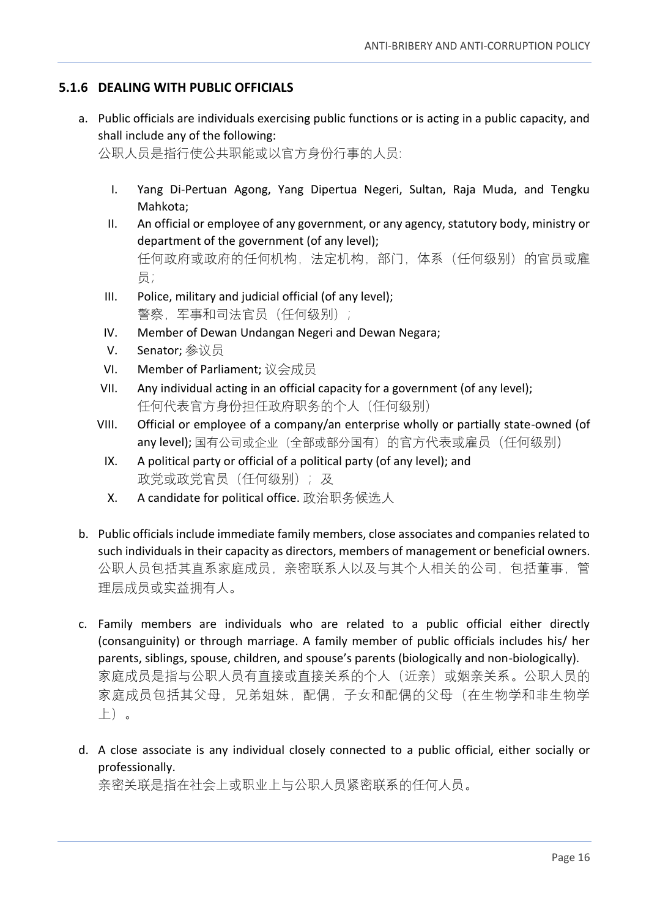### 5.1.6 DEALING WITH PUBLIC OFFICIALS

a. Public officials are individuals exercising public functions or is acting in a public capacity, and shall include any of the following:
公职人员是指行使公共职能或以官方身份行事的人员:

   I. Yang Di-Pertuan Agong, Yang Dipertua Negeri, Sultan, Raja Muda, and Tengku Mahkota;
   II. An official or employee of any government, or any agency, statutory body, ministry or department of the government (of any level);
   任何政府或政府的任何机构，法定机构，部门，体系（任何级别）的官员或雇员;
   III. Police, military and judicial official (of any level);
   警察，军事和司法官员（任何级别）;
   IV. Member of Dewan Undangan Negeri and Dewan Negara;
   V. Senator; 参议员
   VI. Member of Parliament; 议会成员
   VII. Any individual acting in an official capacity for a government (of any level);
   任何代表官方身份担任政府职务的个人（任何级别）
   VIII. Official or employee of a company/an enterprise wholly or partially state-owned (of any level); 国有公司或企业（全部或部分国有）的官方代表或雇员（任何级别）
   IX. A political party or official of a political party (of any level); and
   政党或政党官员（任何级别）; 及
   X. A candidate for political office. 政治职务候选人

b. Public officials include immediate family members, close associates and companies related to such individuals in their capacity as directors, members of management or beneficial owners.
公职人员包括其直系家庭成员，亲密联系人以及与其个人相关的公司，包括董事，管理层成员或实益拥有人。

c. Family members are individuals who are related to a public official either directly (consanguinity) or through marriage. A family member of public officials includes his/ her parents, siblings, spouse, children, and spouse's parents (biologically and non-biologically).
家庭成员是指与公职人员有直接或直接关系的个人（近亲）或姻亲关系。公职人员的家庭成员包括其父母，兄弟姐妹，配偶，子女和配偶的父母（在生物学和非生物学上）。

d. A close associate is any individual closely connected to a public official, either socially or professionally.
亲密关联是指在社会上或职业上与公职人员紧密联系的任何人员。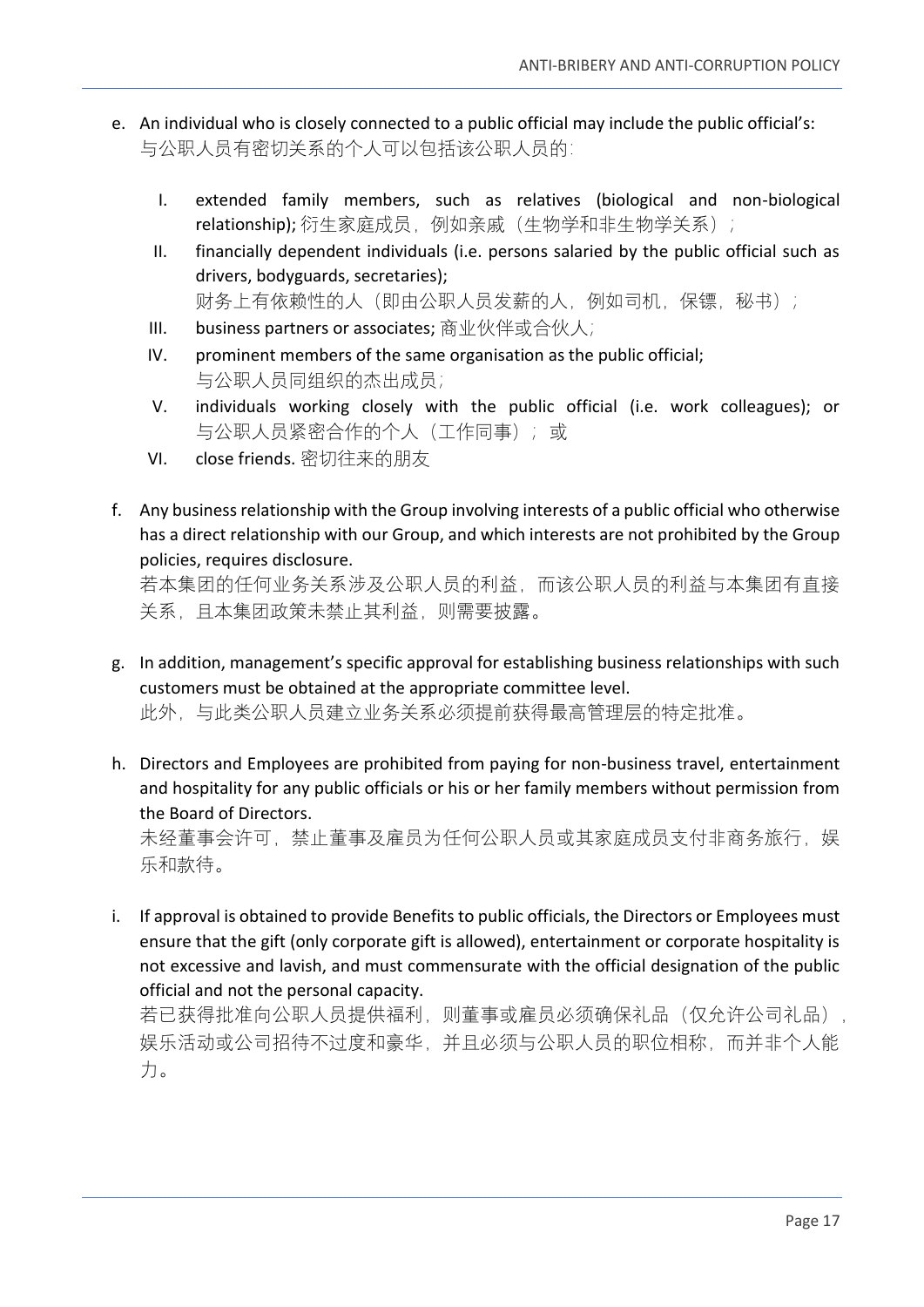e. An individual who is closely connected to a public official may include the public official's:
   与公职人员有密切关系的个人可以包括该公职人员的：

   I. extended family members, such as relatives (biological and non-biological relationship); 衍生家庭成员，例如亲戚（生物学和非生物学关系）；
   II. financially dependent individuals (i.e. persons salaried by the public official such as drivers, bodyguards, secretaries);
       财务上有依赖性的人（即由公职人员发薪的人，例如司机，保镖，秘书）；
   III. business partners or associates; 商业伙伴或合伙人；
   IV. prominent members of the same organisation as the public official;
       与公职人员同组织的杰出成员；
   V. individuals working closely with the public official (i.e. work colleagues); or
       与公职人员紧密合作的个人（工作同事）；或
   VI. close friends. 密切往来的朋友

f. Any business relationship with the Group involving interests of a public official who otherwise has a direct relationship with our Group, and which interests are not prohibited by the Group policies, requires disclosure.
   若本集团的任何业务关系涉及公职人员的利益，而该公职人员的利益与本集团有直接关系，且本集团政策未禁止其利益，则需要披露。

g. In addition, management's specific approval for establishing business relationships with such customers must be obtained at the appropriate committee level.
   此外，与此类公职人员建立业务关系必须提前获得最高管理层的特定批准。

h. Directors and Employees are prohibited from paying for non-business travel, entertainment and hospitality for any public officials or his or her family members without permission from the Board of Directors.
   未经董事会许可，禁止董事及雇员为任何公职人员或其家庭成员支付非商务旅行，娱乐和款待。

i. If approval is obtained to provide Benefits to public officials, the Directors or Employees must ensure that the gift (only corporate gift is allowed), entertainment or corporate hospitality is not excessive and lavish, and must commensurate with the official designation of the public official and not the personal capacity.
   若已获得批准向公职人员提供福利，则董事或雇员必须确保礼品（仅允许公司礼品），娱乐活动或公司招待不过度和豪华，并且必须与公职人员的职位相称，而并非个人能力。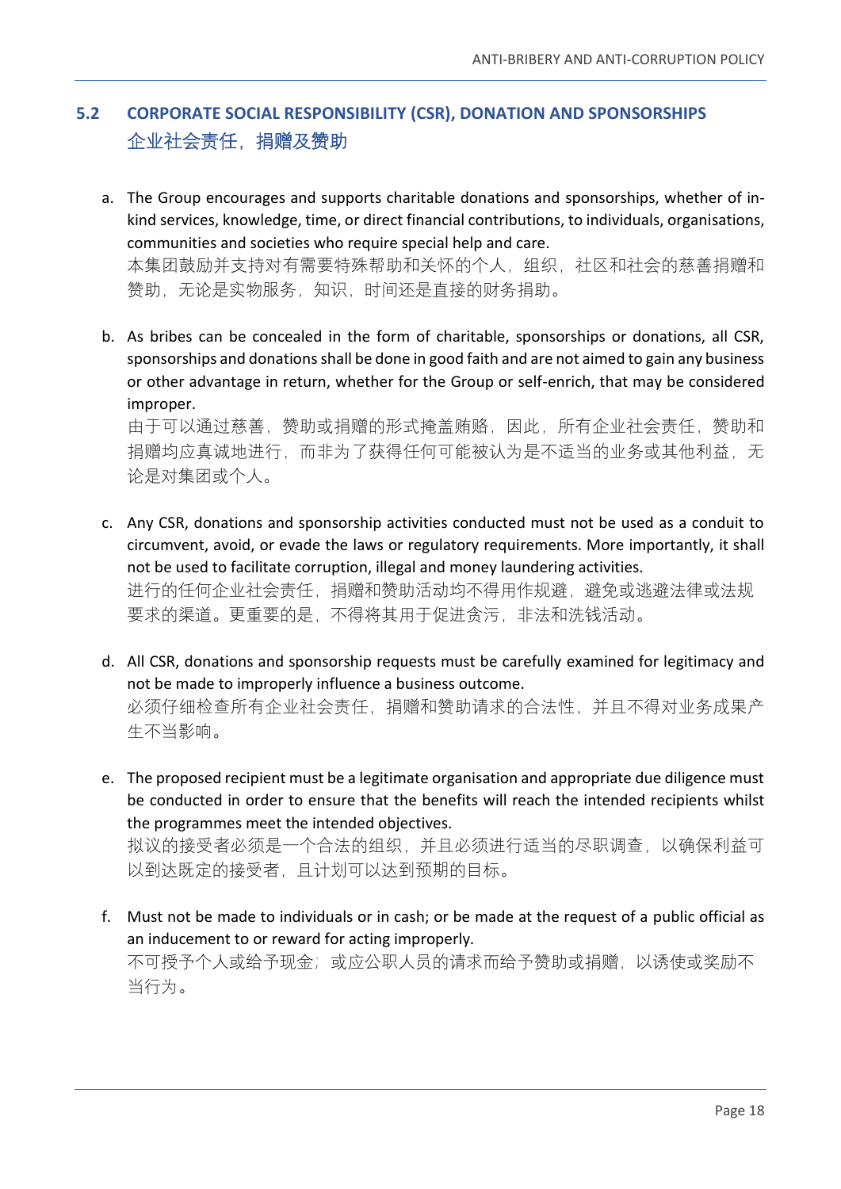## 5.2 CORPORATE SOCIAL RESPONSIBILITY (CSR), DONATION AND SPONSORSHIPS
## 企业社会责任，捐赠及赞助

a. The Group encourages and supports charitable donations and sponsorships, whether of in-kind services, knowledge, time, or direct financial contributions, to individuals, organisations, communities and societies who require special help and care.
本集团鼓励并支持对有需要特殊帮助和关怀的个人，组织，社区和社会的慈善捐赠和赞助，无论是实物服务，知识，时间还是直接的财务捐助。

b. As bribes can be concealed in the form of charitable, sponsorships or donations, all CSR, sponsorships and donations shall be done in good faith and are not aimed to gain any business or other advantage in return, whether for the Group or self-enrich, that may be considered improper.
由于可以通过慈善，赞助或捐赠的形式掩盖贿赂，因此，所有企业社会责任，赞助和捐赠均应真诚地进行，而非为了获得任何可能被认为是不适当的业务或其他利益，无论是对集团或个人。

c. Any CSR, donations and sponsorship activities conducted must not be used as a conduit to circumvent, avoid, or evade the laws or regulatory requirements. More importantly, it shall not be used to facilitate corruption, illegal and money laundering activities.
进行的任何企业社会责任，捐赠和赞助活动均不得用作规避，避免或逃避法律或法规要求的渠道。更重要的是，不得将其用于促进贪污，非法和洗钱活动。

d. All CSR, donations and sponsorship requests must be carefully examined for legitimacy and not be made to improperly influence a business outcome.
必须仔细检查所有企业社会责任，捐赠和赞助请求的合法性，并且不得对业务成果产生不当影响。

e. The proposed recipient must be a legitimate organisation and appropriate due diligence must be conducted in order to ensure that the benefits will reach the intended recipients whilst the programmes meet the intended objectives.
拟议的接受者必须是一个合法的组织，并且必须进行适当的尽职调查，以确保利益可以到达既定的接受者，且计划可以达到预期的目标。

f. Must not be made to individuals or in cash; or be made at the request of a public official as an inducement to or reward for acting improperly.
不可授予个人或给予现金；或应公职人员的请求而给予赞助或捐赠，以诱使或奖励不当行为。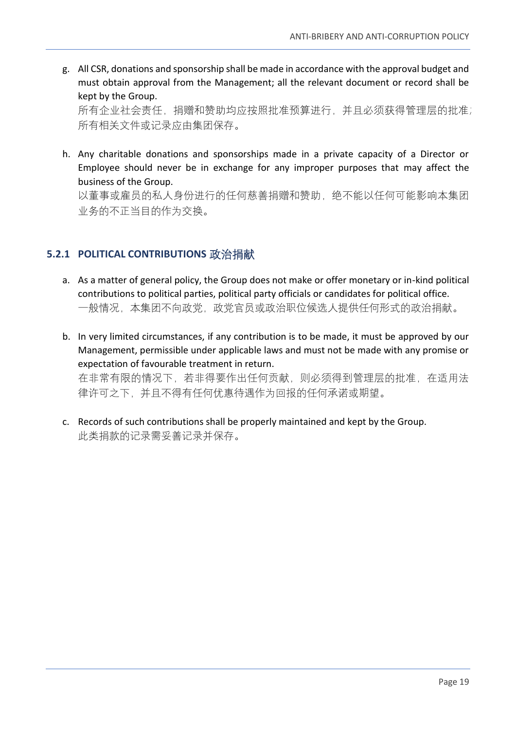g. All CSR, donations and sponsorship shall be made in accordance with the approval budget and must obtain approval from the Management; all the relevant document or record shall be kept by the Group.
   所有企业社会责任，捐赠和赞助均应按照批准预算进行，并且必须获得管理层的批准；所有相关文件或记录应由集团保存。

h. Any charitable donations and sponsorships made in a private capacity of a Director or Employee should never be in exchange for any improper purposes that may affect the business of the Group.
   以董事或雇员的私人身份进行的任何慈善捐赠和赞助，绝不能以任何可能影响本集团业务的不正当目的作为交换。

### 5.2.1 POLITICAL CONTRIBUTIONS 政治捐献

a. As a matter of general policy, the Group does not make or offer monetary or in-kind political contributions to political parties, political party officials or candidates for political office.
   一般情况，本集团不向政党，政党官员或政治职位候选人提供任何形式的政治捐献。

b. In very limited circumstances, if any contribution is to be made, it must be approved by our Management, permissible under applicable laws and must not be made with any promise or expectation of favourable treatment in return.
   在非常有限的情况下，若非得要作出任何贡献，则必须得到管理层的批准，在适用法律许可之下，并且不得有任何优惠待遇作为回报的任何承诺或期望。

c. Records of such contributions shall be properly maintained and kept by the Group.
   此类捐款的记录需妥善记录并保存。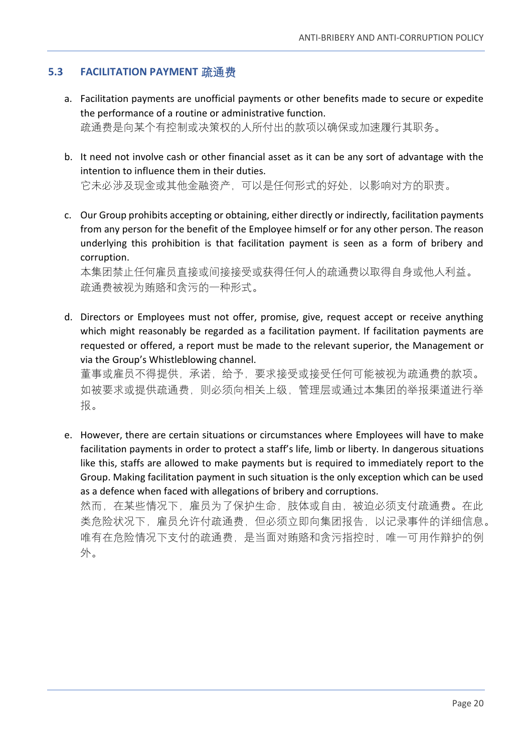### 5.3 FACILITATION PAYMENT 疏通费

a. Facilitation payments are unofficial payments or other benefits made to secure or expedite the performance of a routine or administrative function.
疏通费是向某个有控制或决策权的人所付出的款项以确保或加速履行其职务。

b. It need not involve cash or other financial asset as it can be any sort of advantage with the intention to influence them in their duties.
它未必涉及现金或其他金融资产，可以是任何形式的好处，以影响对方的职责。

c. Our Group prohibits accepting or obtaining, either directly or indirectly, facilitation payments from any person for the benefit of the Employee himself or for any other person. The reason underlying this prohibition is that facilitation payment is seen as a form of bribery and corruption.
本集团禁止任何雇员直接或间接接受或获得任何人的疏通费以取得自身或他人利益。疏通费被视为贿赂和贪污的一种形式。

d. Directors or Employees must not offer, promise, give, request accept or receive anything which might reasonably be regarded as a facilitation payment. If facilitation payments are requested or offered, a report must be made to the relevant superior, the Management or via the Group's Whistleblowing channel.
董事或雇员不得提供，承诺，给予，要求接受或接受任何可能被视为疏通费的款项。如被要求或提供疏通费，则必须向相关上级，管理层或通过本集团的举报渠道进行举报。

e. However, there are certain situations or circumstances where Employees will have to make facilitation payments in order to protect a staff's life, limb or liberty. In dangerous situations like this, staffs are allowed to make payments but is required to immediately report to the Group. Making facilitation payment in such situation is the only exception which can be used as a defence when faced with allegations of bribery and corruptions.
然而，在某些情况下，雇员为了保护生命，肢体或自由，被迫必须支付疏通费。在此类危险状况下，雇员允许付疏通费，但必须立即向集团报告，以记录事件的详细信息。唯有在危险情况下支付的疏通费，是当面对贿赂和贪污指控时，唯一可用作辩护的例外。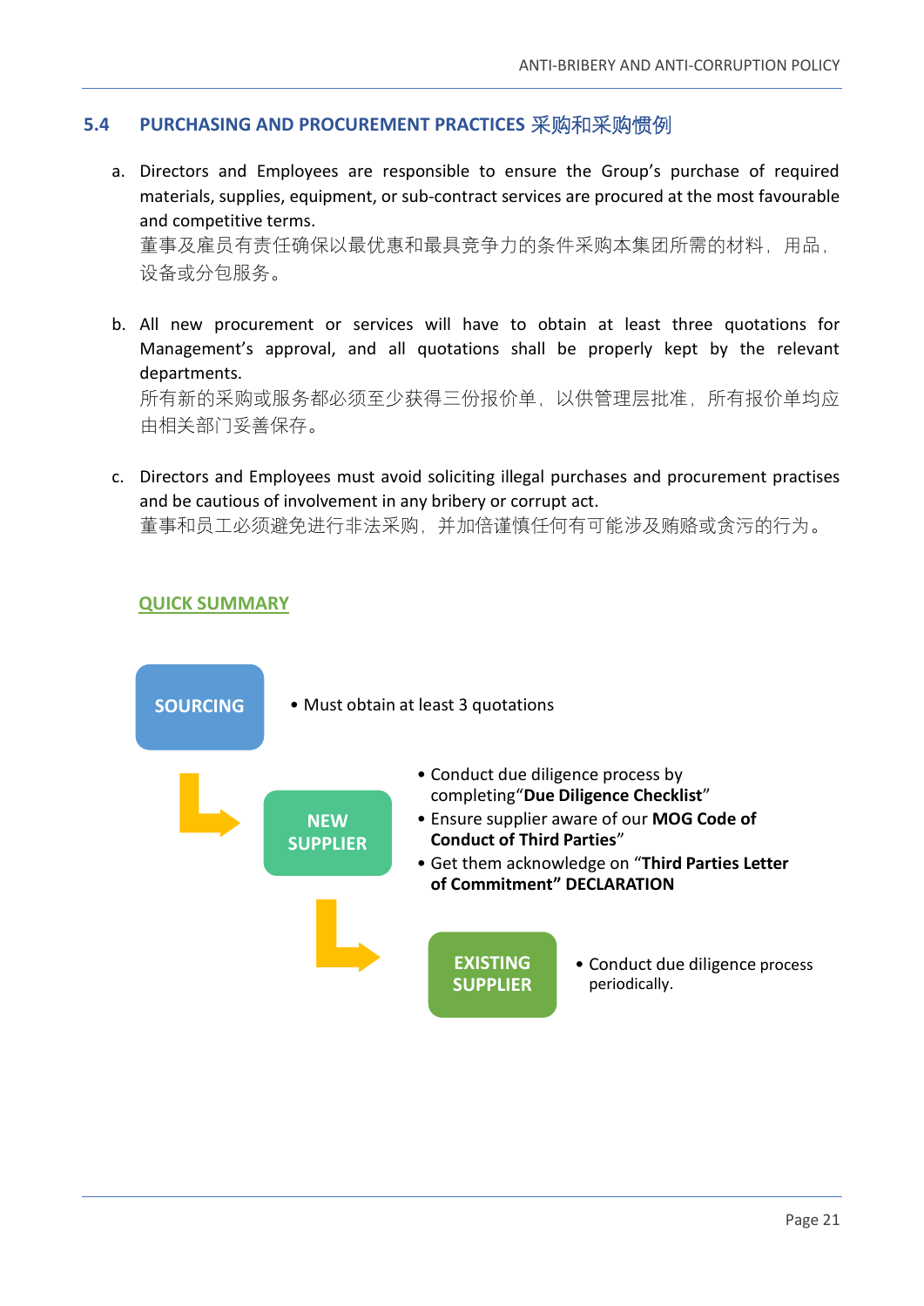## 5.4 PURCHASING AND PROCUREMENT PRACTICES 采购和采购惯例

a. Directors and Employees are responsible to ensure the Group's purchase of required materials, supplies, equipment, or sub-contract services are procured at the most favourable and competitive terms.
   董事及雇员有责任确保以最优惠和最具竞争力的条件采购本集团所需的材料，用品，设备或分包服务。

b. All new procurement or services will have to obtain at least three quotations for Management's approval, and all quotations shall be properly kept by the relevant departments.
   所有新的采购或服务都必须至少获得三份报价单，以供管理层批准，所有报价单均应由相关部门妥善保存。

c. Directors and Employees must avoid soliciting illegal purchases and procurement practises and be cautious of involvement in any bribery or corrupt act.
   董事和员工必须避免进行非法采购，并加倍谨慎任何有可能涉及贿赂或贪污的行为。

**QUICK SUMMARY**

**SOURCING**

- Must obtain at least 3 quotations

**NEW SUPPLIER**

- Conduct due diligence process by completing "**Due Diligence Checklist**"
- Ensure supplier aware of our **MOG Code of Conduct of Third Parties**"
- Get them acknowledge on "**Third Parties Letter of Commitment" DECLARATION**

**EXISTING SUPPLIER**

- Conduct due diligence process periodically.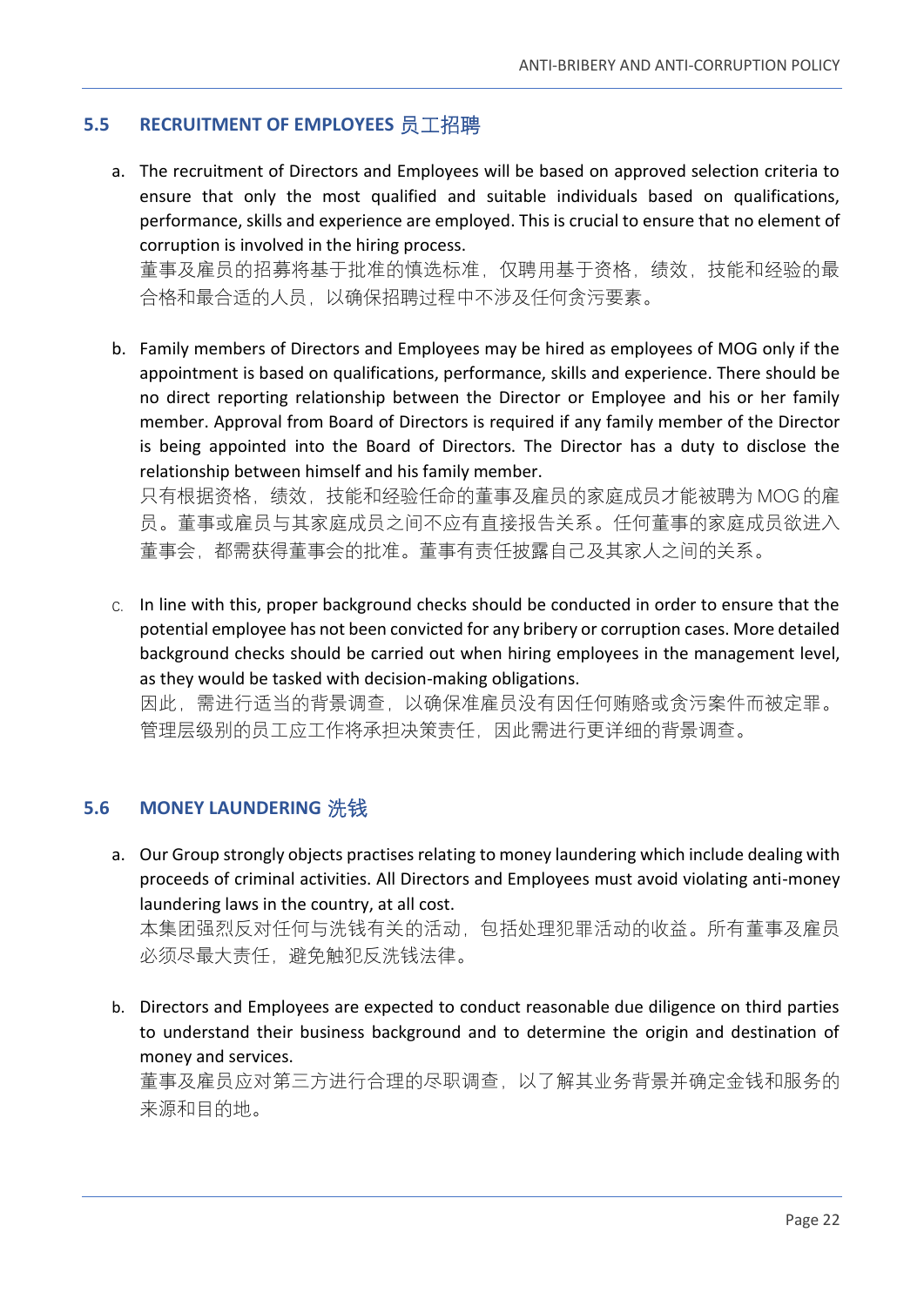## 5.5 RECRUITMENT OF EMPLOYEES 员工招聘

a. The recruitment of Directors and Employees will be based on approved selection criteria to ensure that only the most qualified and suitable individuals based on qualifications, performance, skills and experience are employed. This is crucial to ensure that no element of corruption is involved in the hiring process.
董事及雇员的招募将基于批准的慎选标准，仅聘用基于资格，绩效，技能和经验的最合格和最合适的人员，以确保招聘过程中不涉及任何贪污要素。

b. Family members of Directors and Employees may be hired as employees of MOG only if the appointment is based on qualifications, performance, skills and experience. There should be no direct reporting relationship between the Director or Employee and his or her family member. Approval from Board of Directors is required if any family member of the Director is being appointed into the Board of Directors. The Director has a duty to disclose the relationship between himself and his family member.
只有根据资格，绩效，技能和经验任命的董事及雇员的家庭成员才能被聘为 MOG 的雇员。董事或雇员与其家庭成员之间不应有直接报告关系。任何董事的家庭成员欲进入董事会，都需获得董事会的批准。董事有责任披露自己及其家人之间的关系。

c. In line with this, proper background checks should be conducted in order to ensure that the potential employee has not been convicted for any bribery or corruption cases. More detailed background checks should be carried out when hiring employees in the management level, as they would be tasked with decision-making obligations.
因此，需进行适当的背景调查，以确保准雇员没有因任何贿赂或贪污案件而被定罪。管理层级别的员工应工作将承担决策责任，因此需进行更详细的背景调查。

## 5.6 MONEY LAUNDERING 洗钱

a. Our Group strongly objects practises relating to money laundering which include dealing with proceeds of criminal activities. All Directors and Employees must avoid violating anti-money laundering laws in the country, at all cost.
本集团强烈反对任何与洗钱有关的活动，包括处理犯罪活动的收益。所有董事及雇员必须尽最大责任，避免触犯反洗钱法律。

b. Directors and Employees are expected to conduct reasonable due diligence on third parties to understand their business background and to determine the origin and destination of money and services.
董事及雇员应对第三方进行合理的尽职调查，以了解其业务背景并确定金钱和服务的来源和目的地。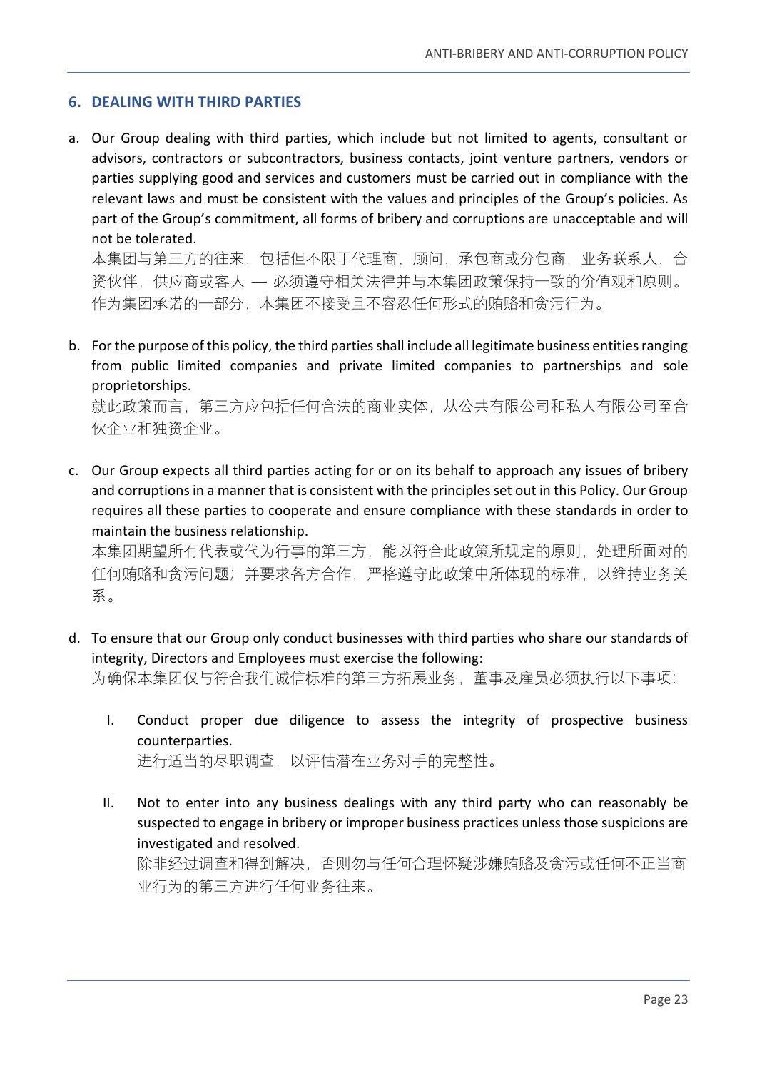## 6. DEALING WITH THIRD PARTIES

a. Our Group dealing with third parties, which include but not limited to agents, consultant or advisors, contractors or subcontractors, business contacts, joint venture partners, vendors or parties supplying good and services and customers must be carried out in compliance with the relevant laws and must be consistent with the values and principles of the Group's policies. As part of the Group's commitment, all forms of bribery and corruptions are unacceptable and will not be tolerated.
本集团与第三方的往来，包括但不限于代理商，顾问，承包商或分包商，业务联系人，合资伙伴，供应商或客人 — 必须遵守相关法律并与本集团政策保持一致的价值观和原则。作为集团承诺的一部分，本集团不接受且不容忍任何形式的贿赂和贪污行为。

b. For the purpose of this policy, the third parties shall include all legitimate business entities ranging from public limited companies and private limited companies to partnerships and sole proprietorships.
就此政策而言，第三方应包括任何合法的商业实体，从公共有限公司和私人有限公司至合伙企业和独资企业。

c. Our Group expects all third parties acting for or on its behalf to approach any issues of bribery and corruptions in a manner that is consistent with the principles set out in this Policy. Our Group requires all these parties to cooperate and ensure compliance with these standards in order to maintain the business relationship.
本集团期望所有代表或代为行事的第三方，能以符合此政策所规定的原则，处理所面对的任何贿赂和贪污问题；并要求各方合作，严格遵守此政策中所体现的标准，以维持业务关系。

d. To ensure that our Group only conduct businesses with third parties who share our standards of integrity, Directors and Employees must exercise the following:
为确保本集团仅与符合我们诚信标准的第三方拓展业务，董事及雇员必须执行以下事项：

   I. Conduct proper due diligence to assess the integrity of prospective business counterparties.
   进行适当的尽职调查，以评估潜在业务对手的完整性。

   II. Not to enter into any business dealings with any third party who can reasonably be suspected to engage in bribery or improper business practices unless those suspicions are investigated and resolved.
   除非经过调查和得到解决，否则勿与任何合理怀疑涉嫌贿赂及贪污或任何不正当商业行为的第三方进行任何业务往来。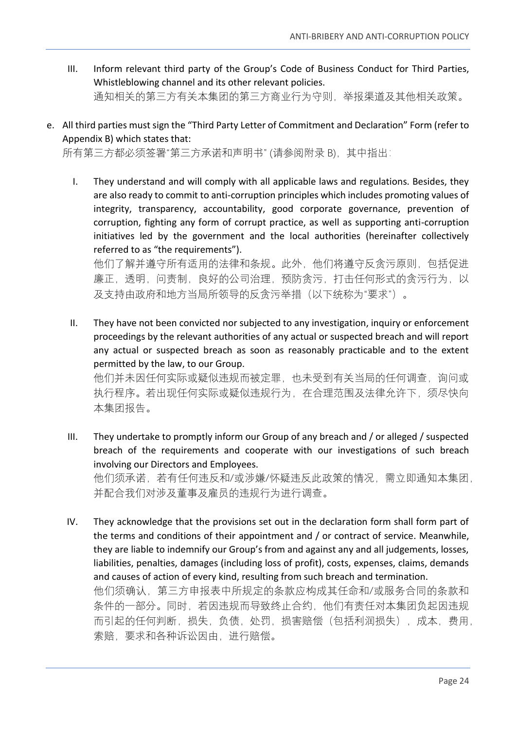III. Inform relevant third party of the Group's Code of Business Conduct for Third Parties, Whistleblowing channel and its other relevant policies.
通知相关的第三方有关本集团的第三方商业行为守则，举报渠道及其他相关政策。

e. All third parties must sign the "Third Party Letter of Commitment and Declaration" Form (refer to Appendix B) which states that:
所有第三方都必须签署"第三方承诺和声明书" (请参阅附录 B)，其中指出：

I. They understand and will comply with all applicable laws and regulations. Besides, they are also ready to commit to anti-corruption principles which includes promoting values of integrity, transparency, accountability, good corporate governance, prevention of corruption, fighting any form of corrupt practice, as well as supporting anti-corruption initiatives led by the government and the local authorities (hereinafter collectively referred to as "the requirements").
他们了解并遵守所有适用的法律和条规。此外，他们将遵守反贪污原则，包括促进廉正，透明，问责制，良好的公司治理，预防贪污，打击任何形式的贪污行为，以及支持由政府和地方当局所领导的反贪污举措（以下统称为"要求"）。

II. They have not been convicted nor subjected to any investigation, inquiry or enforcement proceedings by the relevant authorities of any actual or suspected breach and will report any actual or suspected breach as soon as reasonably practicable and to the extent permitted by the law, to our Group.
他们并未因任何实际或疑似违规而被定罪，也未受到有关当局的任何调查，询问或执行程序。若出现任何实际或疑似违规行为，在合理范围及法律允许下，须尽快向本集团报告。

III. They undertake to promptly inform our Group of any breach and / or alleged / suspected breach of the requirements and cooperate with our investigations of such breach involving our Directors and Employees.
他们须承诺，若有任何违反和/或涉嫌/怀疑违反此政策的情况，需立即通知本集团，并配合我们对涉及董事及雇员的违规行为进行调查。

IV. They acknowledge that the provisions set out in the declaration form shall form part of the terms and conditions of their appointment and / or contract of service. Meanwhile, they are liable to indemnify our Group's from and against any and all judgements, losses, liabilities, penalties, damages (including loss of profit), costs, expenses, claims, demands and causes of action of every kind, resulting from such breach and termination.
他们须确认，第三方申报表中所规定的条款应构成其任命和/或服务合同的条款和条件的一部分。同时，若因违规而导致终止合约，他们有责任对本集团负起因违规而引起的任何判断，损失，负债，处罚，损害赔偿（包括利润损失），成本，费用，索赔，要求和各种诉讼因由，进行赔偿。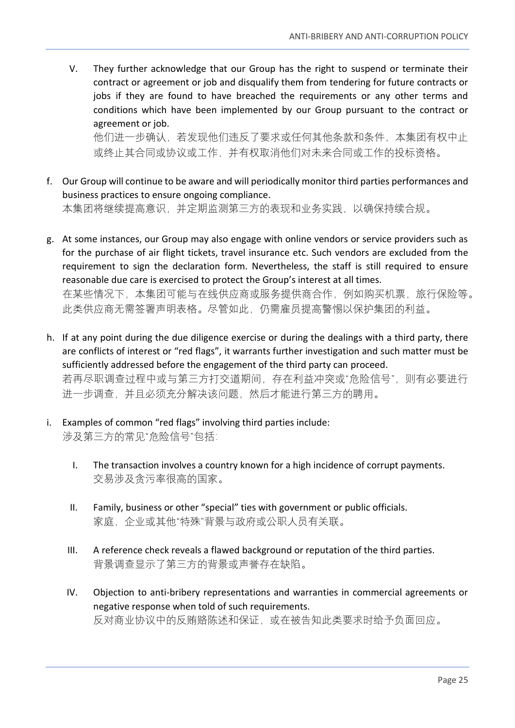V. They further acknowledge that our Group has the right to suspend or terminate their contract or agreement or job and disqualify them from tendering for future contracts or jobs if they are found to have breached the requirements or any other terms and conditions which have been implemented by our Group pursuant to the contract or agreement or job.
他们进一步确认，若发现他们违反了要求或任何其他条款和条件，本集团有权中止或终止其合同或协议或工作，并有权取消他们对未来合同或工作的投标资格。

f. Our Group will continue to be aware and will periodically monitor third parties performances and business practices to ensure ongoing compliance.
本集团将继续提高意识，并定期监测第三方的表现和业务实践，以确保持续合规。

g. At some instances, our Group may also engage with online vendors or service providers such as for the purchase of air flight tickets, travel insurance etc. Such vendors are excluded from the requirement to sign the declaration form. Nevertheless, the staff is still required to ensure reasonable due care is exercised to protect the Group's interest at all times.
在某些情况下，本集团可能与在线供应商或服务提供商合作，例如购买机票，旅行保险等。此类供应商无需签署声明表格。尽管如此，仍需雇员提高警惕以保护集团的利益。

h. If at any point during the due diligence exercise or during the dealings with a third party, there are conflicts of interest or "red flags", it warrants further investigation and such matter must be sufficiently addressed before the engagement of the third party can proceed.
若再尽职调查过程中或与第三方打交道期间，存在利益冲突或"危险信号"，则有必要进行进一步调查，并且必须充分解决该问题，然后才能进行第三方的聘用。

i. Examples of common "red flags" involving third parties include:
涉及第三方的常见"危险信号"包括：

   I. The transaction involves a country known for a high incidence of corrupt payments.
   交易涉及贪污率很高的国家。

   II. Family, business or other "special" ties with government or public officials.
   家庭，企业或其他"特殊"背景与政府或公职人员有关联。

   III. A reference check reveals a flawed background or reputation of the third parties.
   背景调查显示了第三方的背景或声誉存在缺陷。

   IV. Objection to anti-bribery representations and warranties in commercial agreements or negative response when told of such requirements.
   反对商业协议中的反贿赂陈述和保证，或在被告知此类要求时给予负面回应。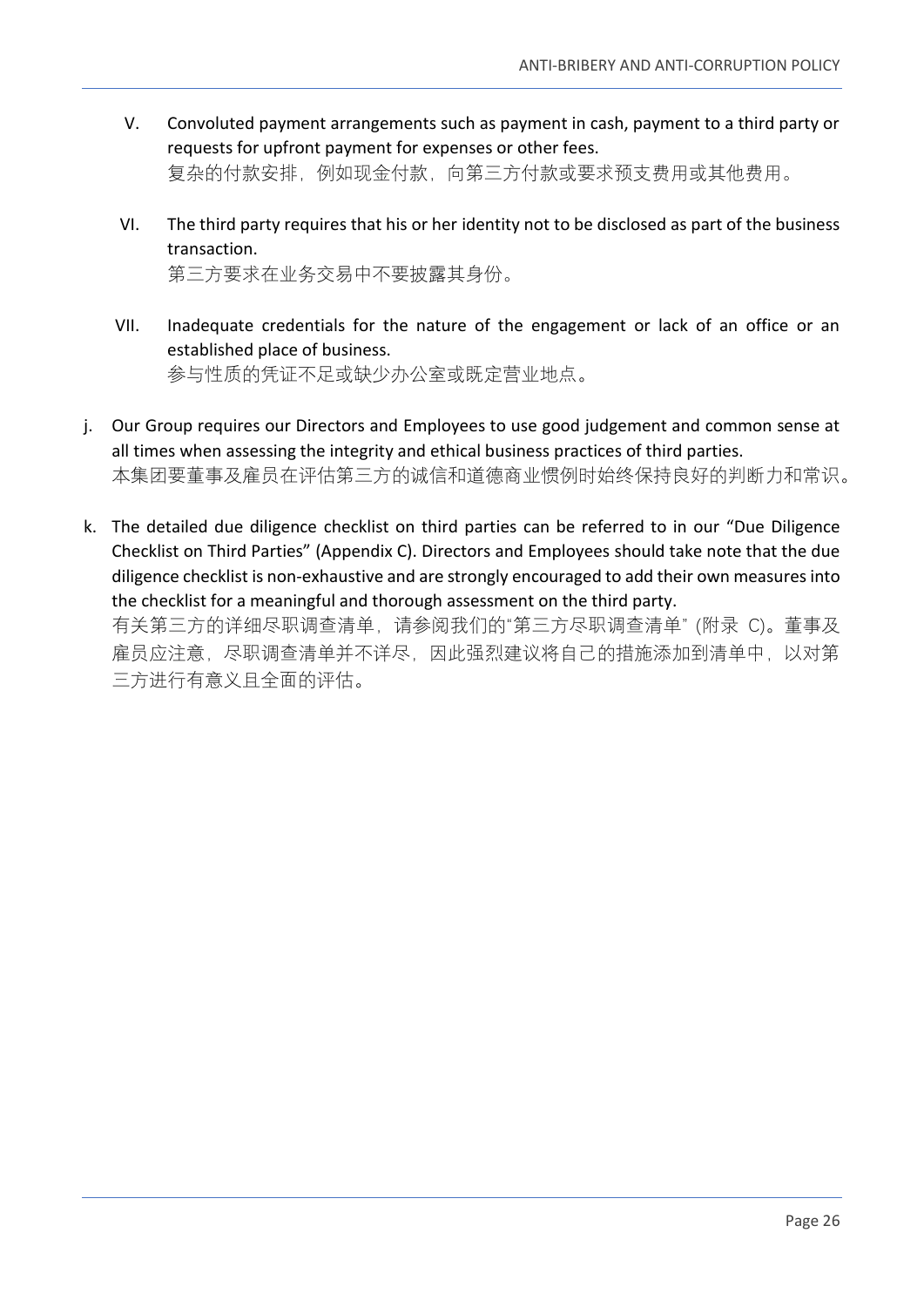V. Convoluted payment arrangements such as payment in cash, payment to a third party or requests for upfront payment for expenses or other fees.
   复杂的付款安排，例如现金付款，向第三方付款或要求预支费用或其他费用。

VI. The third party requires that his or her identity not to be disclosed as part of the business transaction.
   第三方要求在业务交易中不要披露其身份。

VII. Inadequate credentials for the nature of the engagement or lack of an office or an established place of business.
   参与性质的凭证不足或缺少办公室或既定营业地点。

j. Our Group requires our Directors and Employees to use good judgement and common sense at all times when assessing the integrity and ethical business practices of third parties.
   本集团要董事及雇员在评估第三方的诚信和道德商业惯例时始终保持良好的判断力和常识。

k. The detailed due diligence checklist on third parties can be referred to in our "Due Diligence Checklist on Third Parties" (Appendix C). Directors and Employees should take note that the due diligence checklist is non-exhaustive and are strongly encouraged to add their own measures into the checklist for a meaningful and thorough assessment on the third party.
   有关第三方的详细尽职调查清单，请参阅我们的"第三方尽职调查清单" (附录 C)。董事及雇员应注意，尽职调查清单并不详尽，因此强烈建议将自己的措施添加到清单中，以对第三方进行有意义且全面的评估。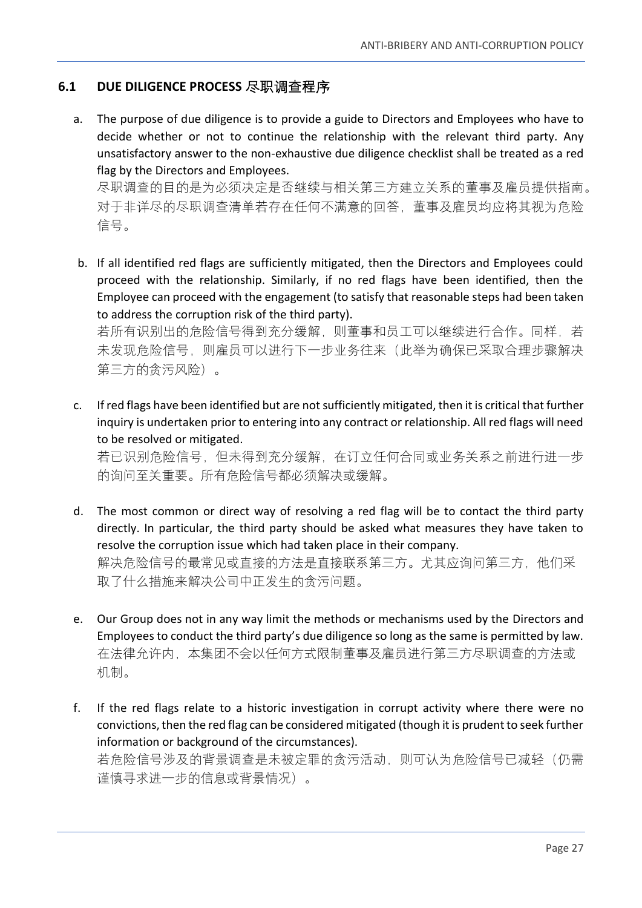### 6.1 DUE DILIGENCE PROCESS 尽职调查程序

a. The purpose of due diligence is to provide a guide to Directors and Employees who have to decide whether or not to continue the relationship with the relevant third party. Any unsatisfactory answer to the non-exhaustive due diligence checklist shall be treated as a red flag by the Directors and Employees.
尽职调查的目的是为必须决定是否继续与相关第三方建立关系的董事及雇员提供指南。对于非详尽的尽职调查清单若存在任何不满意的回答，董事及雇员均应将其视为危险信号。

b. If all identified red flags are sufficiently mitigated, then the Directors and Employees could proceed with the relationship. Similarly, if no red flags have been identified, then the Employee can proceed with the engagement (to satisfy that reasonable steps had been taken to address the corruption risk of the third party).
若所有识别出的危险信号得到充分缓解，则董事和员工可以继续进行合作。同样，若未发现危险信号，则雇员可以进行下一步业务往来（此举为确保已采取合理步骤解决第三方的贪污风险）。

c. If red flags have been identified but are not sufficiently mitigated, then it is critical that further inquiry is undertaken prior to entering into any contract or relationship. All red flags will need to be resolved or mitigated.
若已识别危险信号，但未得到充分缓解，在订立任何合同或业务关系之前进行进一步的询问至关重要。所有危险信号都必须解决或缓解。

d. The most common or direct way of resolving a red flag will be to contact the third party directly. In particular, the third party should be asked what measures they have taken to resolve the corruption issue which had taken place in their company.
解决危险信号的最常见或直接的方法是直接联系第三方。尤其应询问第三方，他们采取了什么措施来解决公司中正发生的贪污问题。

e. Our Group does not in any way limit the methods or mechanisms used by the Directors and Employees to conduct the third party's due diligence so long as the same is permitted by law.
在法律允许内，本集团不会以任何方式限制董事及雇员进行第三方尽职调查的方法或机制。

f. If the red flags relate to a historic investigation in corrupt activity where there were no convictions, then the red flag can be considered mitigated (though it is prudent to seek further information or background of the circumstances).
若危险信号涉及的背景调查是未被定罪的贪污活动，则可认为危险信号已减轻（仍需谨慎寻求进一步的信息或背景情况）。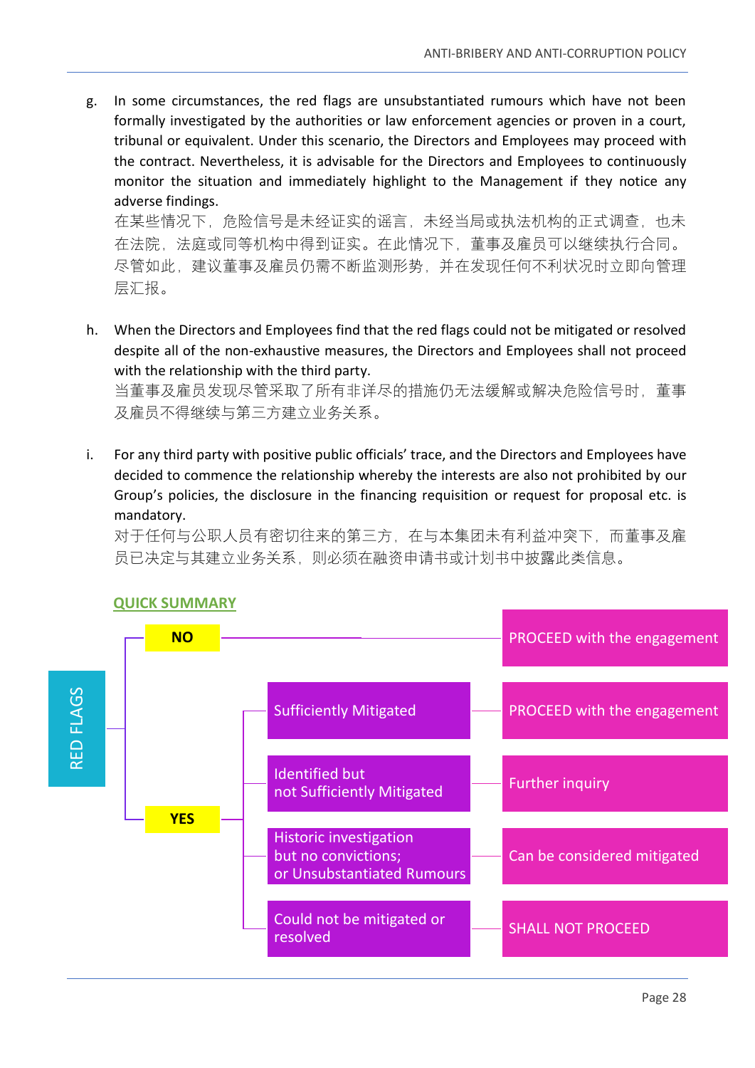g. In some circumstances, the red flags are unsubstantiated rumours which have not been formally investigated by the authorities or law enforcement agencies or proven in a court, tribunal or equivalent. Under this scenario, the Directors and Employees may proceed with the contract. Nevertheless, it is advisable for the Directors and Employees to continuously monitor the situation and immediately highlight to the Management if they notice any adverse findings.
在某些情况下，危险信号是未经证实的谣言，未经当局或执法机构的正式调查，也未在法院，法庭或同等机构中得到证实。在此情况下，董事及雇员可以继续执行合同。尽管如此，建议董事及雇员仍需不断监测形势，并在发现任何不利状况时立即向管理层汇报。

h. When the Directors and Employees find that the red flags could not be mitigated or resolved despite all of the non-exhaustive measures, the Directors and Employees shall not proceed with the relationship with the third party.
当董事及雇员发现尽管采取了所有非详尽的措施仍无法缓解或解决危险信号时，董事及雇员不得继续与第三方建立业务关系。

i. For any third party with positive public officials' trace, and the Directors and Employees have decided to commence the relationship whereby the interests are also not prohibited by our Group's policies, the disclosure in the financing requisition or request for proposal etc. is mandatory.
对于任何与公职人员有密切往来的第三方，在与本集团未有利益冲突下，而董事及雇员已决定与其建立业务关系，则必须在融资申请书或计划书中披露此类信息。

**QUICK SUMMARY**

| RED FLAGS | | |
|---|---|---|
| NO | | PROCEED with the engagement |
| YES | Sufficiently Mitigated | PROCEED with the engagement |
| | Identified but not Sufficiently Mitigated | Further inquiry |
| | Historic investigation but no convictions; or Unsubstantiated Rumours | Can be considered mitigated |
| | Could not be mitigated or resolved | SHALL NOT PROCEED |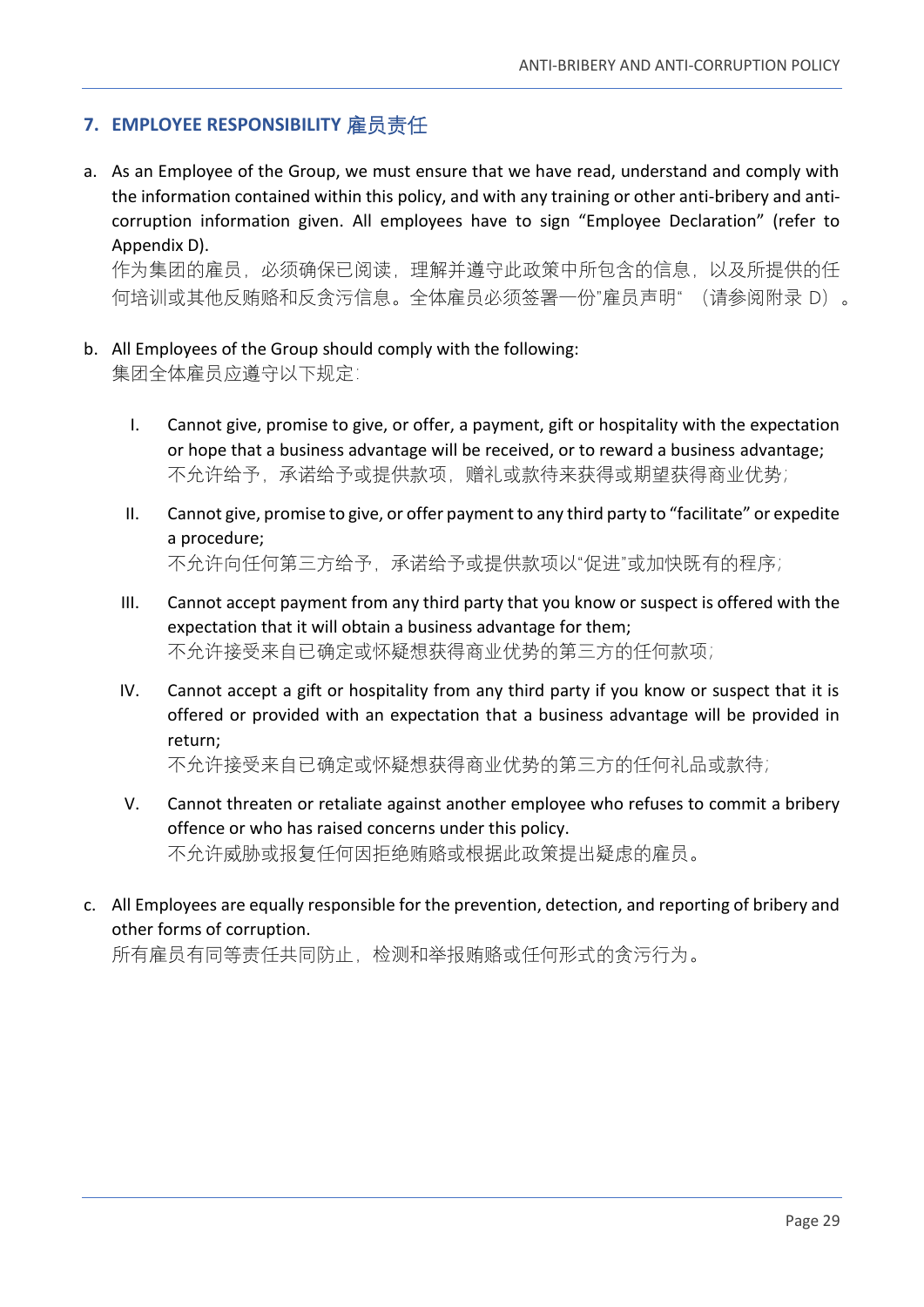## 7. EMPLOYEE RESPONSIBILITY 雇员责任

a. As an Employee of the Group, we must ensure that we have read, understand and comply with the information contained within this policy, and with any training or other anti-bribery and anti-corruption information given. All employees have to sign "Employee Declaration" (refer to Appendix D).
作为集团的雇员，必须确保已阅读，理解并遵守此政策中所包含的信息，以及所提供的任何培训或其他反贿赂和反贪污信息。全体雇员必须签署一份"雇员声明"（请参阅附录 D）。

b. All Employees of the Group should comply with the following:
集团全体雇员应遵守以下规定:

   I. Cannot give, promise to give, or offer, a payment, gift or hospitality with the expectation or hope that a business advantage will be received, or to reward a business advantage;
   不允许给予，承诺给予或提供款项，赠礼或款待来获得或期望获得商业优势;

   II. Cannot give, promise to give, or offer payment to any third party to "facilitate" or expedite a procedure;
   不允许向任何第三方给予，承诺给予或提供款项以"促进"或加快既有的程序;

   III. Cannot accept payment from any third party that you know or suspect is offered with the expectation that it will obtain a business advantage for them;
   不允许接受来自已确定或怀疑想获得商业优势的第三方的任何款项;

   IV. Cannot accept a gift or hospitality from any third party if you know or suspect that it is offered or provided with an expectation that a business advantage will be provided in return;
   不允许接受来自已确定或怀疑想获得商业优势的第三方的任何礼品或款待;

   V. Cannot threaten or retaliate against another employee who refuses to commit a bribery offence or who has raised concerns under this policy.
   不允许威胁或报复任何因拒绝贿赂或根据此政策提出疑虑的雇员。

c. All Employees are equally responsible for the prevention, detection, and reporting of bribery and other forms of corruption.
所有雇员有同等责任共同防止，检测和举报贿赂或任何形式的贪污行为。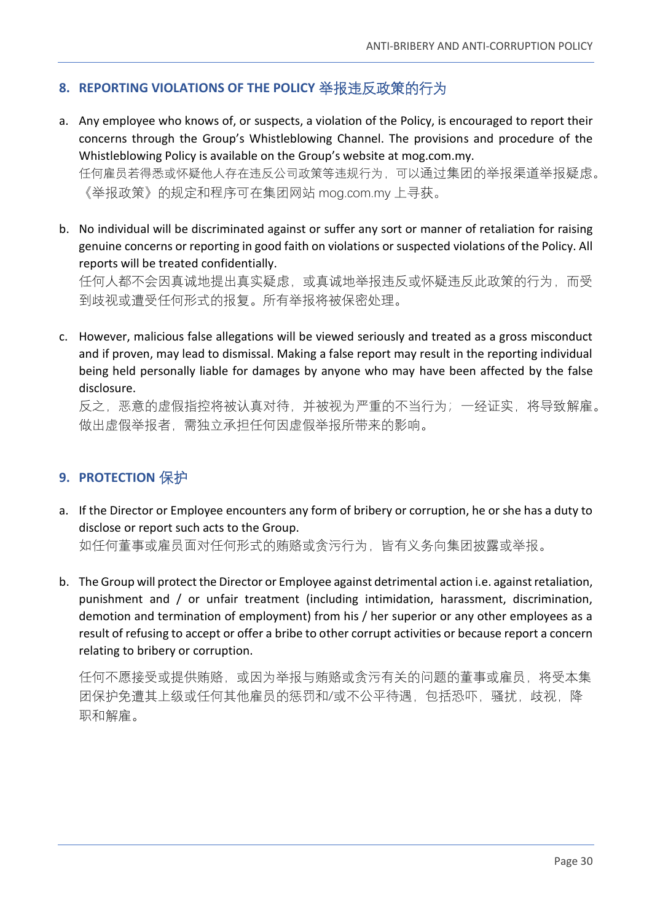## 8. REPORTING VIOLATIONS OF THE POLICY 举报违反政策的行为

a. Any employee who knows of, or suspects, a violation of the Policy, is encouraged to report their concerns through the Group's Whistleblowing Channel. The provisions and procedure of the Whistleblowing Policy is available on the Group's website at mog.com.my.
任何雇员若得悉或怀疑他人存在违反公司政策等违规行为，可以通过集团的举报渠道举报疑虑。《举报政策》的规定和程序可在集团网站 mog.com.my 上寻获。

b. No individual will be discriminated against or suffer any sort or manner of retaliation for raising genuine concerns or reporting in good faith on violations or suspected violations of the Policy. All reports will be treated confidentially.
任何人都不会因真诚地提出真实疑虑，或真诚地举报违反或怀疑违反此政策的行为，而受到歧视或遭受任何形式的报复。所有举报将被保密处理。

c. However, malicious false allegations will be viewed seriously and treated as a gross misconduct and if proven, may lead to dismissal. Making a false report may result in the reporting individual being held personally liable for damages by anyone who may have been affected by the false disclosure.
反之，恶意的虚假指控将被认真对待，并被视为严重的不当行为；一经证实，将导致解雇。做出虚假举报者，需独立承担任何因虚假举报所带来的影响。

## 9. PROTECTION 保护

a. If the Director or Employee encounters any form of bribery or corruption, he or she has a duty to disclose or report such acts to the Group.
如任何董事或雇员面对任何形式的贿赂或贪污行为，皆有义务向集团披露或举报。

b. The Group will protect the Director or Employee against detrimental action i.e. against retaliation, punishment and / or unfair treatment (including intimidation, harassment, discrimination, demotion and termination of employment) from his / her superior or any other employees as a result of refusing to accept or offer a bribe to other corrupt activities or because report a concern relating to bribery or corruption.

任何不愿接受或提供贿赂，或因为举报与贿赂或贪污有关的问题的董事或雇员，将受本集团保护免遭其上级或任何其他雇员的惩罚和/或不公平待遇，包括恐吓，骚扰，歧视，降职和解雇。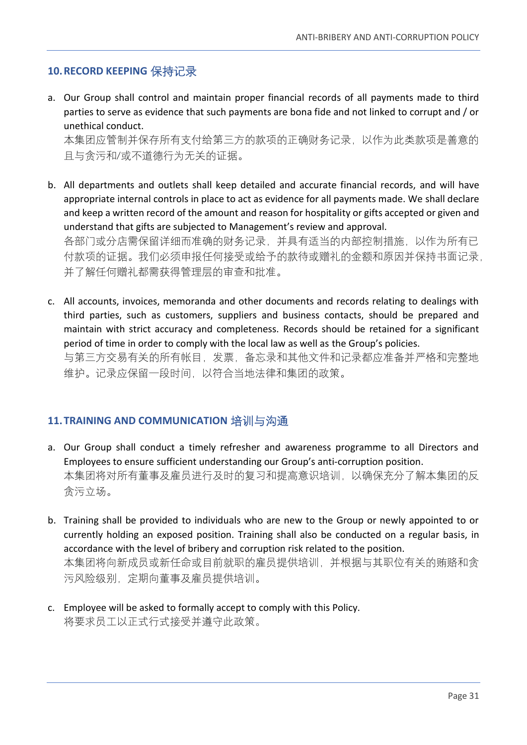## 10. RECORD KEEPING 保持记录

a. Our Group shall control and maintain proper financial records of all payments made to third parties to serve as evidence that such payments are bona fide and not linked to corrupt and / or unethical conduct.
本集团应管制并保存所有支付给第三方的款项的正确财务记录，以作为此类款项是善意的且与贪污和/或不道德行为无关的证据。

b. All departments and outlets shall keep detailed and accurate financial records, and will have appropriate internal controls in place to act as evidence for all payments made. We shall declare and keep a written record of the amount and reason for hospitality or gifts accepted or given and understand that gifts are subjected to Management's review and approval.
各部门或分店需保留详细而准确的财务记录，并具有适当的内部控制措施，以作为所有已付款项的证据。我们必须申报任何接受或给予的款待或赠礼的金额和原因并保持书面记录，并了解任何赠礼都需获得管理层的审查和批准。

c. All accounts, invoices, memoranda and other documents and records relating to dealings with third parties, such as customers, suppliers and business contacts, should be prepared and maintain with strict accuracy and completeness. Records should be retained for a significant period of time in order to comply with the local law as well as the Group's policies.
与第三方交易有关的所有帐目，发票，备忘录和其他文件和记录都应准备并严格和完整地维护。记录应保留一段时间，以符合当地法律和集团的政策。

## 11. TRAINING AND COMMUNICATION 培训与沟通

a. Our Group shall conduct a timely refresher and awareness programme to all Directors and Employees to ensure sufficient understanding our Group's anti-corruption position.
本集团将对所有董事及雇员进行及时的复习和提高意识培训，以确保充分了解本集团的反贪污立场。

b. Training shall be provided to individuals who are new to the Group or newly appointed to or currently holding an exposed position. Training shall also be conducted on a regular basis, in accordance with the level of bribery and corruption risk related to the position.
本集团将向新成员或新任命或目前就职的雇员提供培训，并根据与其职位有关的贿赂和贪污风险级别，定期向董事及雇员提供培训。

c. Employee will be asked to formally accept to comply with this Policy.
将要求员工以正式行式接受并遵守此政策。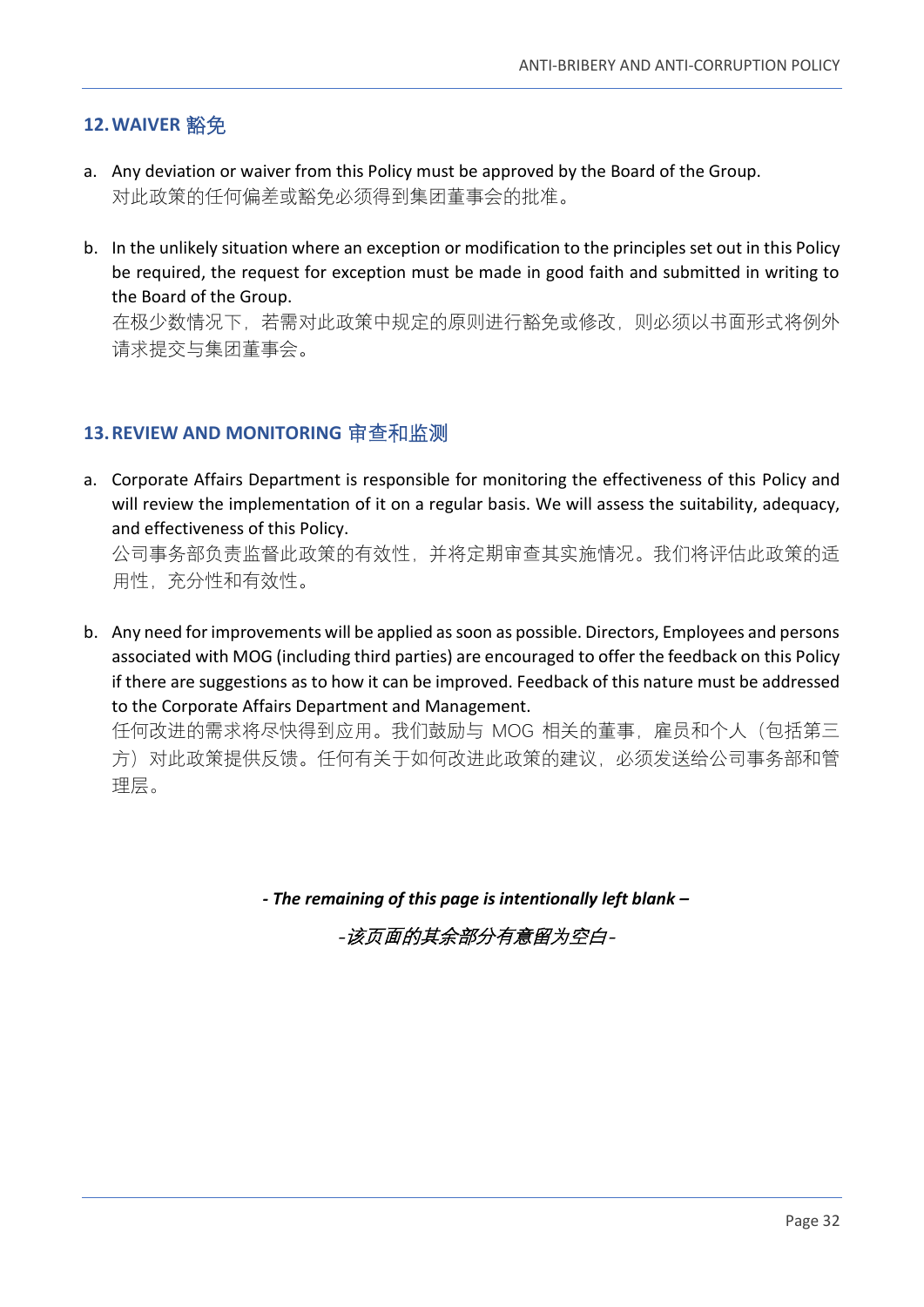## 12. WAIVER 豁免

a. Any deviation or waiver from this Policy must be approved by the Board of the Group.
对此政策的任何偏差或豁免必须得到集团董事会的批准。

b. In the unlikely situation where an exception or modification to the principles set out in this Policy be required, the request for exception must be made in good faith and submitted in writing to the Board of the Group.
在极少数情况下，若需对此政策中规定的原则进行豁免或修改，则必须以书面形式将例外请求提交与集团董事会。

## 13. REVIEW AND MONITORING 审查和监测

a. Corporate Affairs Department is responsible for monitoring the effectiveness of this Policy and will review the implementation of it on a regular basis. We will assess the suitability, adequacy, and effectiveness of this Policy.
公司事务部负责监督此政策的有效性，并将定期审查其实施情况。我们将评估此政策的适用性，充分性和有效性。

b. Any need for improvements will be applied as soon as possible. Directors, Employees and persons associated with MOG (including third parties) are encouraged to offer the feedback on this Policy if there are suggestions as to how it can be improved. Feedback of this nature must be addressed to the Corporate Affairs Department and Management.
任何改进的需求将尽快得到应用。我们鼓励与 MOG 相关的董事，雇员和个人（包括第三方）对此政策提供反馈。任何有关于如何改进此政策的建议，必须发送给公司事务部和管理层。

***- The remaining of this page is intentionally left blank –***

*-该页面的其余部分有意留为空白-*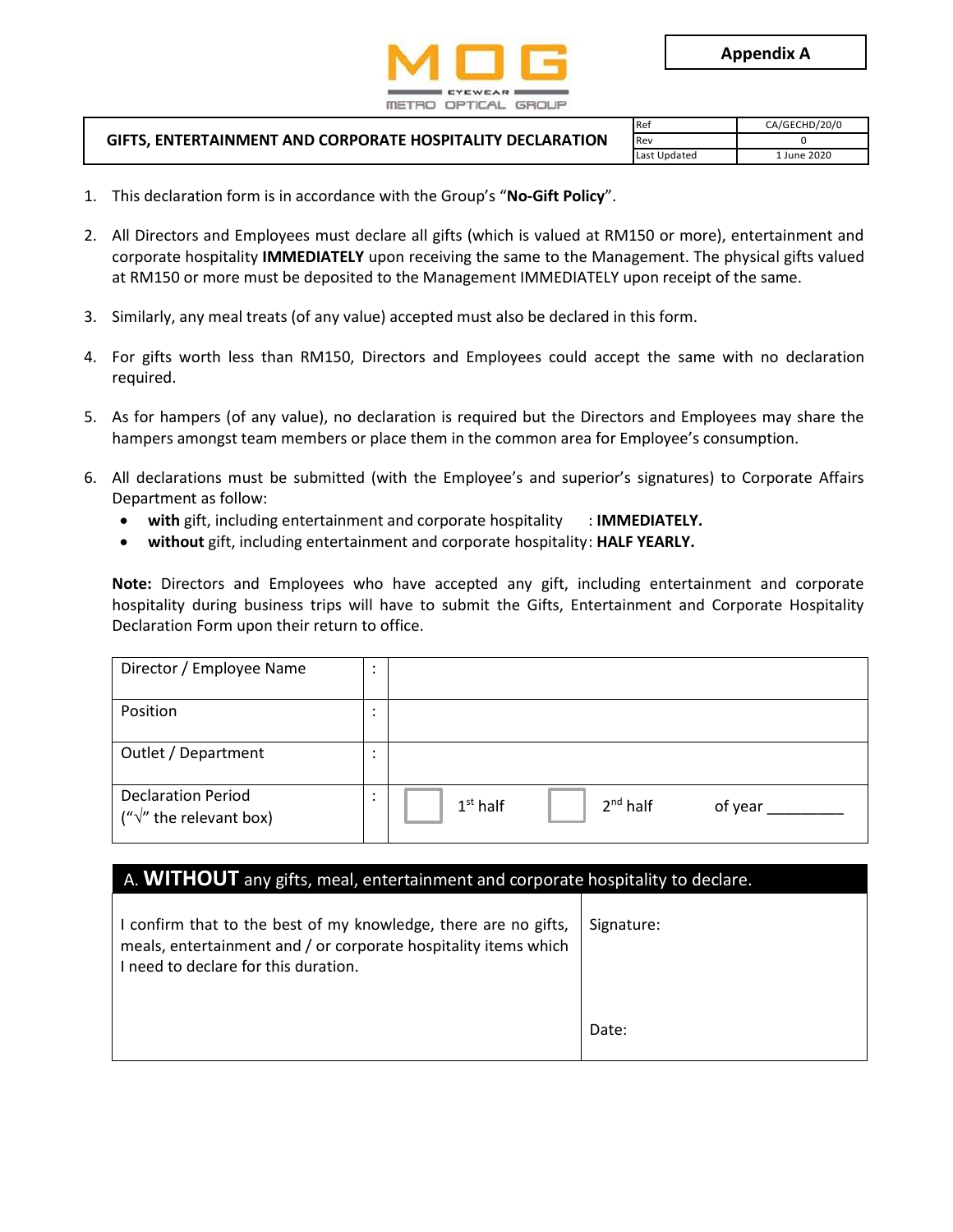**Appendix A**

MOG EYEWEAR METRO OPTICAL GROUP

| GIFTS, ENTERTAINMENT AND CORPORATE HOSPITALITY DECLARATION | Ref | CA/GECHD/20/0 |
|---|---|---|
| | Rev | 0 |
| | Last Updated | 1 June 2020 |

1. This declaration form is in accordance with the Group's "**No-Gift Policy**".
2. All Directors and Employees must declare all gifts (which is valued at RM150 or more), entertainment and corporate hospitality **IMMEDIATELY** upon receiving the same to the Management. The physical gifts valued at RM150 or more must be deposited to the Management IMMEDIATELY upon receipt of the same.
3. Similarly, any meal treats (of any value) accepted must also be declared in this form.
4. For gifts worth less than RM150, Directors and Employees could accept the same with no declaration required.
5. As for hampers (of any value), no declaration is required but the Directors and Employees may share the hampers amongst team members or place them in the common area for Employee's consumption.
6. All declarations must be submitted (with the Employee's and superior's signatures) to Corporate Affairs Department as follow:
   - **with** gift, including entertainment and corporate hospitality : **IMMEDIATELY.**
   - **without** gift, including entertainment and corporate hospitality: **HALF YEARLY.**

   **Note:** Directors and Employees who have accepted any gift, including entertainment and corporate hospitality during business trips will have to submit the Gifts, Entertainment and Corporate Hospitality Declaration Form upon their return to office.

| | | |
|---|---|---|
| Director / Employee Name | : | |
| Position | : | |
| Outlet / Department | : | |
| Declaration Period ("√" the relevant box) | : | ☐ 1st half ☐ 2nd half of year ________ |

| A. **WITHOUT** any gifts, meal, entertainment and corporate hospitality to declare. | |
|---|---|
| I confirm that to the best of my knowledge, there are no gifts, meals, entertainment and / or corporate hospitality items which I need to declare for this duration. | Signature:<br><br>Date: |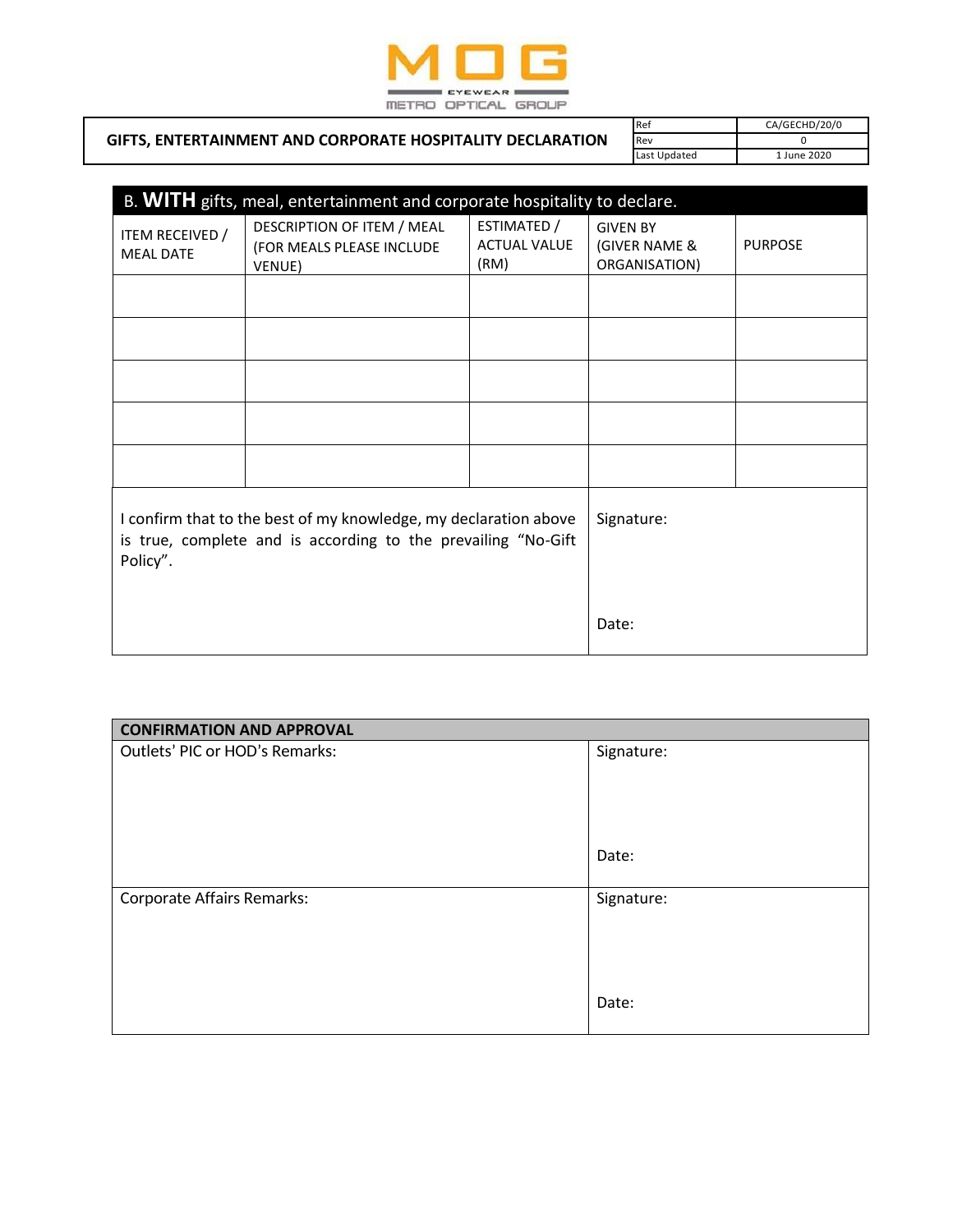MOG
EYEWEAR
METRO OPTICAL GROUP

| GIFTS, ENTERTAINMENT AND CORPORATE HOSPITALITY DECLARATION | Ref | CA/GECHD/20/0 |
|---|---|---|
| | Rev | 0 |
| | Last Updated | 1 June 2020 |

B. **WITH** gifts, meal, entertainment and corporate hospitality to declare.

| ITEM RECEIVED / MEAL DATE | DESCRIPTION OF ITEM / MEAL (FOR MEALS PLEASE INCLUDE VENUE) | ESTIMATED / ACTUAL VALUE (RM) | GIVEN BY (GIVER NAME & ORGANISATION) | PURPOSE |
|---|---|---|---|---|
| | | | | |
| | | | | |
| | | | | |
| | | | | |
| | | | | |

| I confirm that to the best of my knowledge, my declaration above is true, complete and is according to the prevailing "No-Gift Policy". | Signature:<br><br>Date: |
|---|---|

| CONFIRMATION AND APPROVAL | |
|---|---|
| Outlets' PIC or HOD's Remarks: | Signature:<br><br>Date: |
| Corporate Affairs Remarks: | Signature:<br><br>Date: |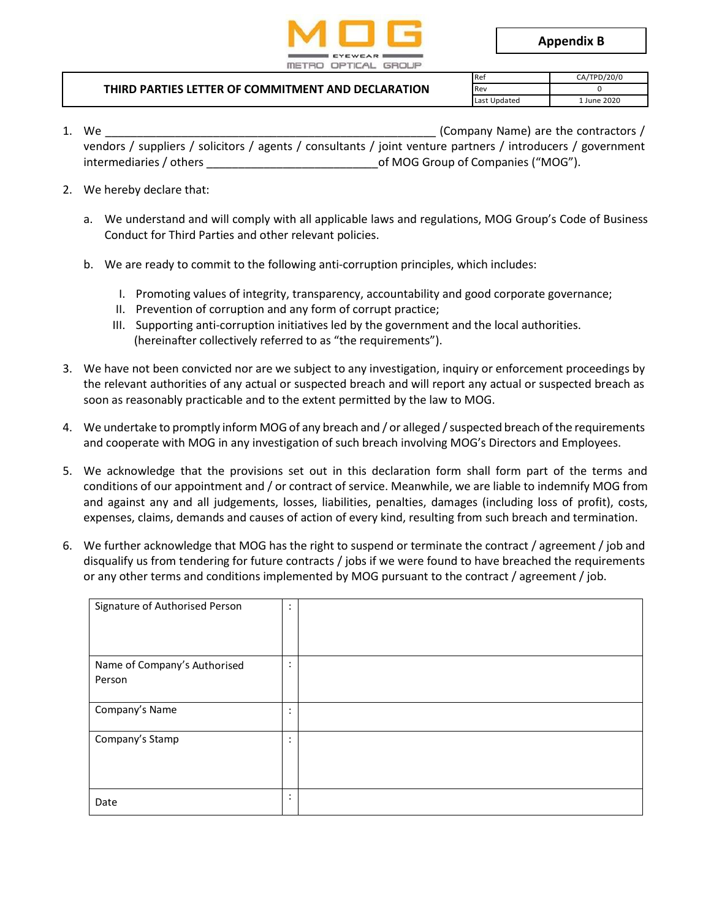**Appendix B**

## THIRD PARTIES LETTER OF COMMITMENT AND DECLARATION

| Ref | CA/TPD/20/0 |
|---|---|
| Rev | 0 |
| Last Updated | 1 June 2020 |

1. We ____________________________________________________ (Company Name) are the contractors / vendors / suppliers / solicitors / agents / consultants / joint venture partners / introducers / government intermediaries / others __________________________of MOG Group of Companies ("MOG").

2. We hereby declare that:

   a. We understand and will comply with all applicable laws and regulations, MOG Group's Code of Business Conduct for Third Parties and other relevant policies.

   b. We are ready to commit to the following anti-corruption principles, which includes:

      I. Promoting values of integrity, transparency, accountability and good corporate governance;
      II. Prevention of corruption and any form of corrupt practice;
      III. Supporting anti-corruption initiatives led by the government and the local authorities.

      (hereinafter collectively referred to as "the requirements").

3. We have not been convicted nor are we subject to any investigation, inquiry or enforcement proceedings by the relevant authorities of any actual or suspected breach and will report any actual or suspected breach as soon as reasonably practicable and to the extent permitted by the law to MOG.

4. We undertake to promptly inform MOG of any breach and / or alleged / suspected breach of the requirements and cooperate with MOG in any investigation of such breach involving MOG's Directors and Employees.

5. We acknowledge that the provisions set out in this declaration form shall form part of the terms and conditions of our appointment and / or contract of service. Meanwhile, we are liable to indemnify MOG from and against any and all judgements, losses, liabilities, penalties, damages (including loss of profit), costs, expenses, claims, demands and causes of action of every kind, resulting from such breach and termination.

6. We further acknowledge that MOG has the right to suspend or terminate the contract / agreement / job and disqualify us from tendering for future contracts / jobs if we were found to have breached the requirements or any other terms and conditions implemented by MOG pursuant to the contract / agreement / job.

| | | |
|---|---|---|
| Signature of Authorised Person | : | |
| Name of Company's Authorised Person | : | |
| Company's Name | : | |
| Company's Stamp | : | |
| Date | : | |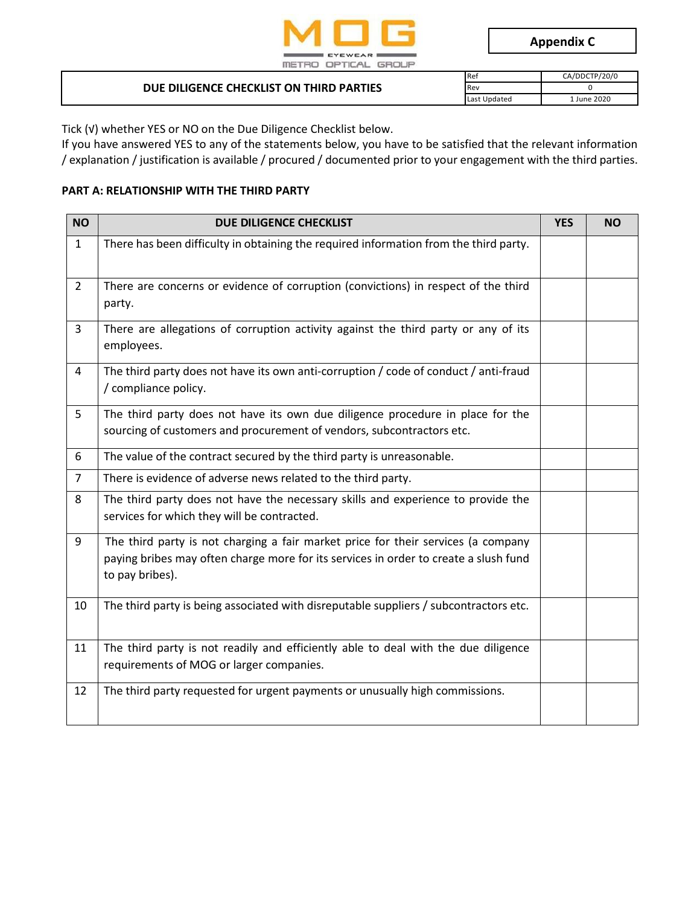**Appendix C**

| DUE DILIGENCE CHECKLIST ON THIRD PARTIES | Ref | CA/DDCTP/20/0 |
|---|---|---|
| | Rev | 0 |
| | Last Updated | 1 June 2020 |

Tick (√) whether YES or NO on the Due Diligence Checklist below.
If you have answered YES to any of the statements below, you have to be satisfied that the relevant information / explanation / justification is available / procured / documented prior to your engagement with the third parties.

**PART A: RELATIONSHIP WITH THE THIRD PARTY**

| NO | DUE DILIGENCE CHECKLIST | YES | NO |
|---|---|---|---|
| 1 | There has been difficulty in obtaining the required information from the third party. | | |
| 2 | There are concerns or evidence of corruption (convictions) in respect of the third party. | | |
| 3 | There are allegations of corruption activity against the third party or any of its employees. | | |
| 4 | The third party does not have its own anti-corruption / code of conduct / anti-fraud / compliance policy. | | |
| 5 | The third party does not have its own due diligence procedure in place for the sourcing of customers and procurement of vendors, subcontractors etc. | | |
| 6 | The value of the contract secured by the third party is unreasonable. | | |
| 7 | There is evidence of adverse news related to the third party. | | |
| 8 | The third party does not have the necessary skills and experience to provide the services for which they will be contracted. | | |
| 9 | The third party is not charging a fair market price for their services (a company paying bribes may often charge more for its services in order to create a slush fund to pay bribes). | | |
| 10 | The third party is being associated with disreputable suppliers / subcontractors etc. | | |
| 11 | The third party is not readily and efficiently able to deal with the due diligence requirements of MOG or larger companies. | | |
| 12 | The third party requested for urgent payments or unusually high commissions. | | |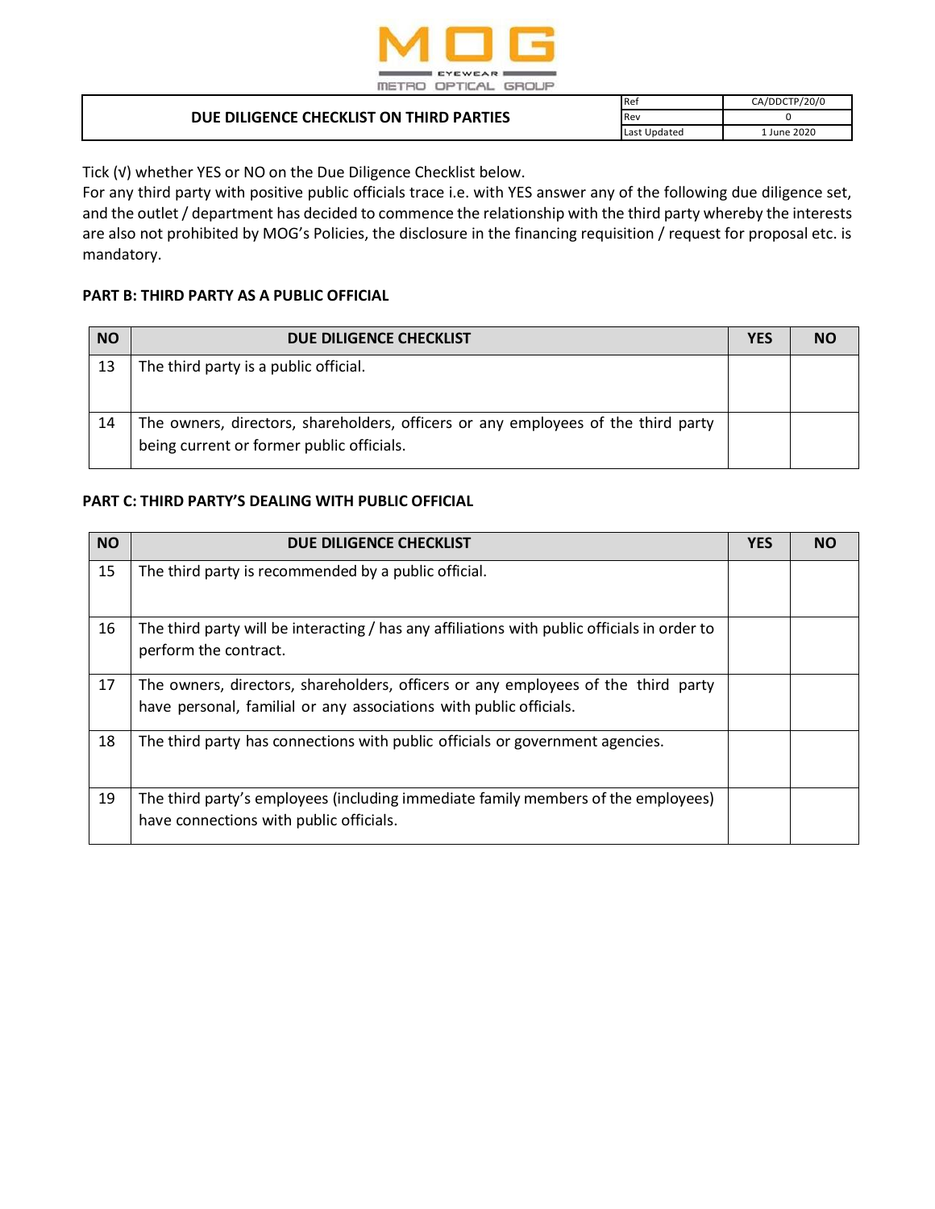| DUE DILIGENCE CHECKLIST ON THIRD PARTIES | Ref | CA/DDCTP/20/0 |
| --- | --- | --- |
| | Rev | 0 |
| | Last Updated | 1 June 2020 |

Tick (√) whether YES or NO on the Due Diligence Checklist below.
For any third party with positive public officials trace i.e. with YES answer any of the following due diligence set, and the outlet / department has decided to commence the relationship with the third party whereby the interests are also not prohibited by MOG's Policies, the disclosure in the financing requisition / request for proposal etc. is mandatory.

**PART B: THIRD PARTY AS A PUBLIC OFFICIAL**

| NO | DUE DILIGENCE CHECKLIST | YES | NO |
| --- | --- | --- | --- |
| 13 | The third party is a public official. | | |
| 14 | The owners, directors, shareholders, officers or any employees of the third party being current or former public officials. | | |

**PART C: THIRD PARTY'S DEALING WITH PUBLIC OFFICIAL**

| NO | DUE DILIGENCE CHECKLIST | YES | NO |
| --- | --- | --- | --- |
| 15 | The third party is recommended by a public official. | | |
| 16 | The third party will be interacting / has any affiliations with public officials in order to perform the contract. | | |
| 17 | The owners, directors, shareholders, officers or any employees of the third party have personal, familial or any associations with public officials. | | |
| 18 | The third party has connections with public officials or government agencies. | | |
| 19 | The third party's employees (including immediate family members of the employees) have connections with public officials. | | |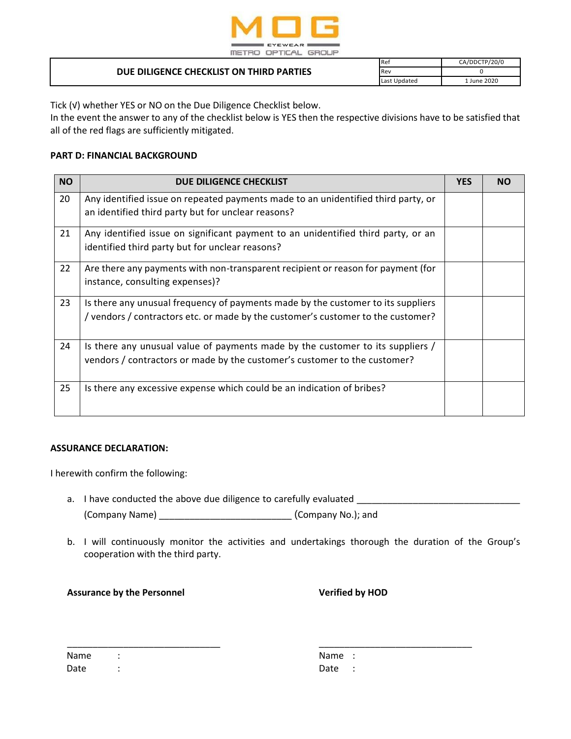| DUE DILIGENCE CHECKLIST ON THIRD PARTIES | Ref | CA/DDCTP/20/0 |
|---|---|---|
| | Rev | 0 |
| | Last Updated | 1 June 2020 |

Tick (√) whether YES or NO on the Due Diligence Checklist below.
In the event the answer to any of the checklist below is YES then the respective divisions have to be satisfied that all of the red flags are sufficiently mitigated.

**PART D: FINANCIAL BACKGROUND**

| NO | DUE DILIGENCE CHECKLIST | YES | NO |
|---|---|---|---|
| 20 | Any identified issue on repeated payments made to an unidentified third party, or an identified third party but for unclear reasons? | | |
| 21 | Any identified issue on significant payment to an unidentified third party, or an identified third party but for unclear reasons? | | |
| 22 | Are there any payments with non-transparent recipient or reason for payment (for instance, consulting expenses)? | | |
| 23 | Is there any unusual frequency of payments made by the customer to its suppliers / vendors / contractors etc. or made by the customer's customer to the customer? | | |
| 24 | Is there any unusual value of payments made by the customer to its suppliers / vendors / contractors or made by the customer's customer to the customer? | | |
| 25 | Is there any excessive expense which could be an indication of bribes? | | |

**ASSURANCE DECLARATION:**

I herewith confirm the following:

a. I have conducted the above due diligence to carefully evaluated ______________________________ (Company Name) ________________________ (Company No.); and

b. I will continuously monitor the activities and undertakings thorough the duration of the Group's cooperation with the third party.

**Assurance by the Personnel**

_____________________________

Name :
Date :

**Verified by HOD**

_____________________________

Name :
Date :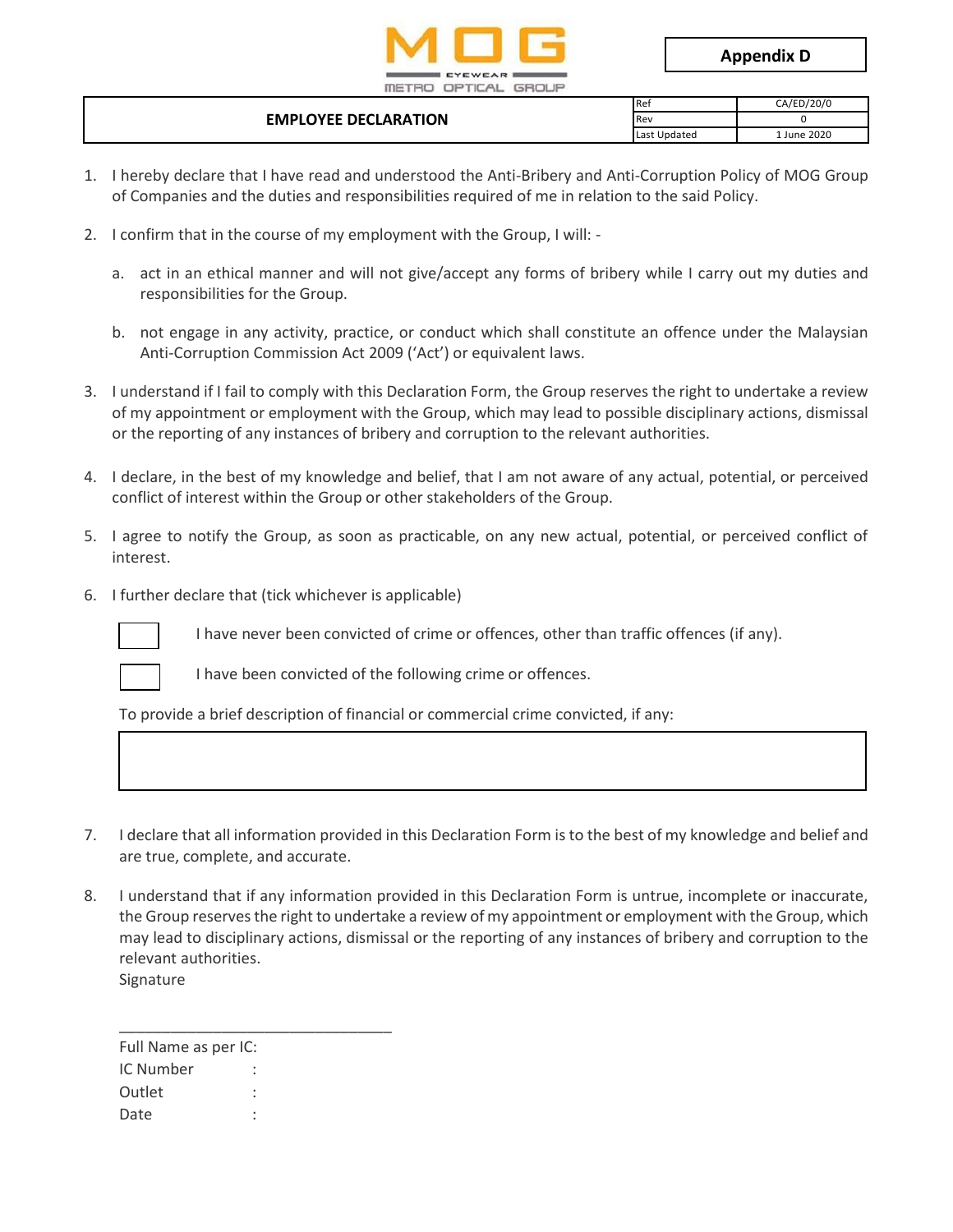**Appendix D**

| EMPLOYEE DECLARATION | Ref | CA/ED/20/0 |
|---|---|---|
| | Rev | 0 |
| | Last Updated | 1 June 2020 |

1. I hereby declare that I have read and understood the Anti-Bribery and Anti-Corruption Policy of MOG Group of Companies and the duties and responsibilities required of me in relation to the said Policy.

2. I confirm that in the course of my employment with the Group, I will: -

   a. act in an ethical manner and will not give/accept any forms of bribery while I carry out my duties and responsibilities for the Group.

   b. not engage in any activity, practice, or conduct which shall constitute an offence under the Malaysian Anti-Corruption Commission Act 2009 ('Act') or equivalent laws.

3. I understand if I fail to comply with this Declaration Form, the Group reserves the right to undertake a review of my appointment or employment with the Group, which may lead to possible disciplinary actions, dismissal or the reporting of any instances of bribery and corruption to the relevant authorities.

4. I declare, in the best of my knowledge and belief, that I am not aware of any actual, potential, or perceived conflict of interest within the Group or other stakeholders of the Group.

5. I agree to notify the Group, as soon as practicable, on any new actual, potential, or perceived conflict of interest.

6. I further declare that (tick whichever is applicable)

   ☐ I have never been convicted of crime or offences, other than traffic offences (if any).

   ☐ I have been convicted of the following crime or offences.

   To provide a brief description of financial or commercial crime convicted, if any:

   | |
   |---|
   | |

7. I declare that all information provided in this Declaration Form is to the best of my knowledge and belief and are true, complete, and accurate.

8. I understand that if any information provided in this Declaration Form is untrue, incomplete or inaccurate, the Group reserves the right to undertake a review of my appointment or employment with the Group, which may lead to disciplinary actions, dismissal or the reporting of any instances of bribery and corruption to the relevant authorities.

   Signature

   ________________________________

   Full Name as per IC:
   IC Number :
   Outlet :
   Date :